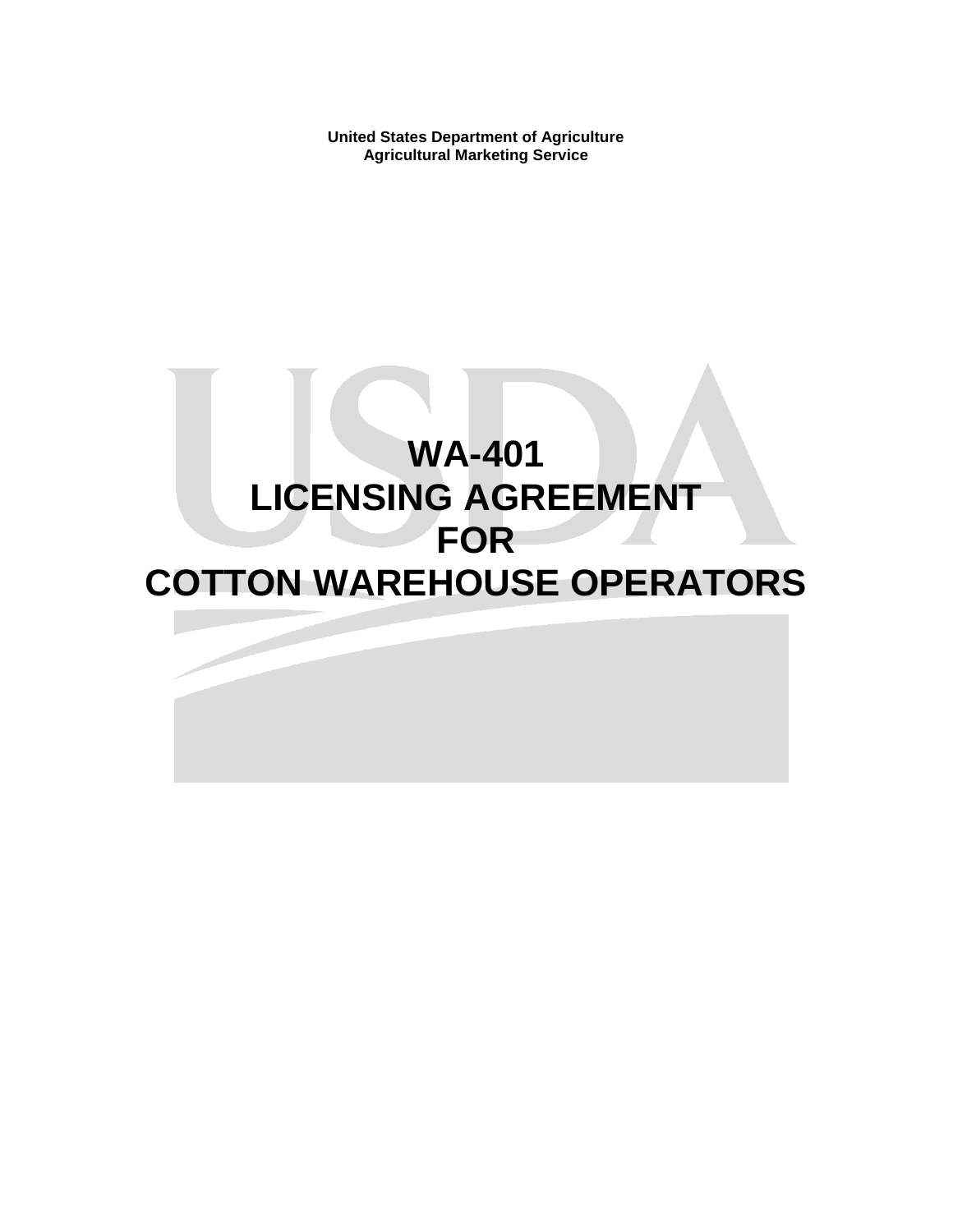**United States Department of Agriculture**
**Agricultural Marketing Service**

# WA-401
# LICENSING AGREEMENT
# FOR
# COTTON WAREHOUSE OPERATORS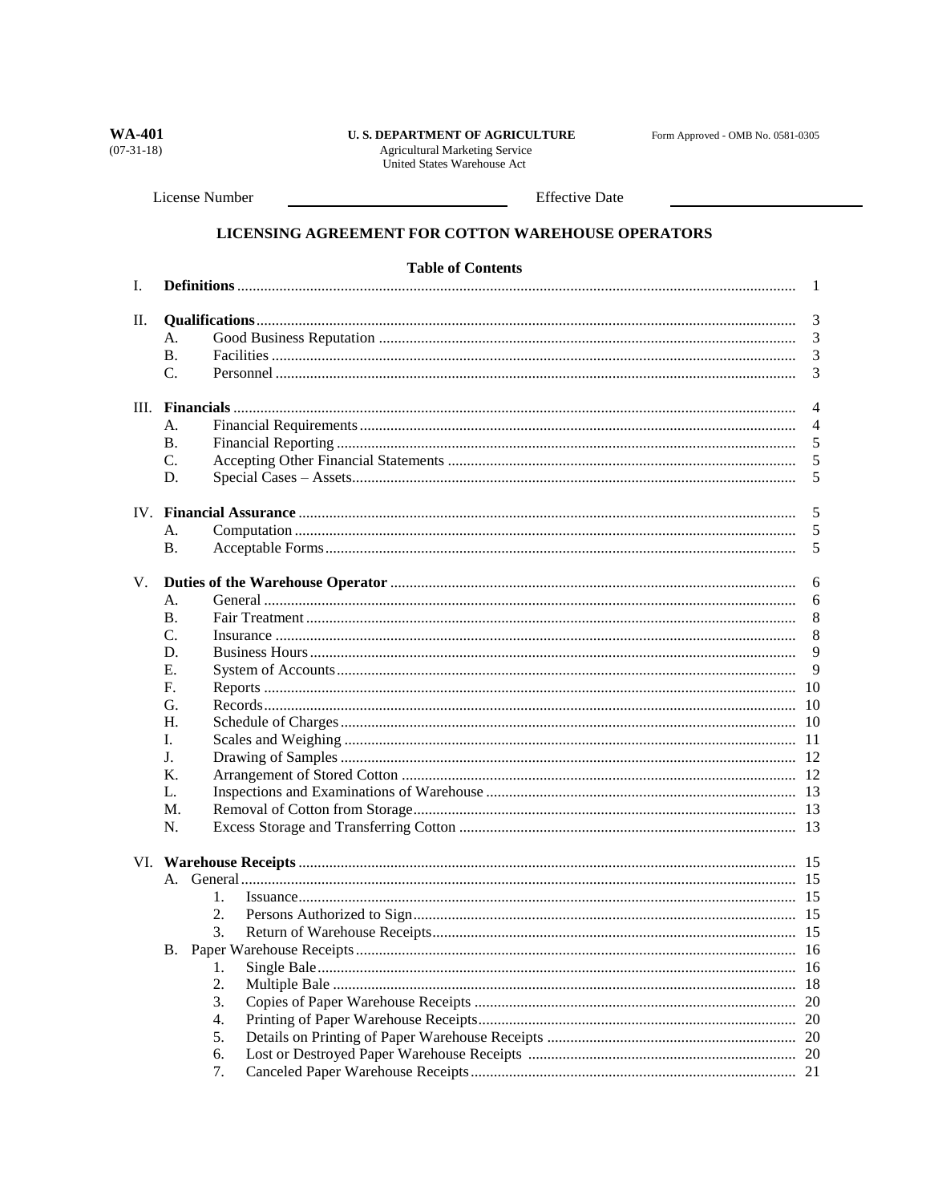**WA-401**
(07-31-18)

**U. S. DEPARTMENT OF AGRICULTURE**
Agricultural Marketing Service
United States Warehouse Act

Form Approved - OMB No. 0581-0305

License Number \_\_\_\_\_\_\_\_\_\_\_\_\_\_\_\_\_\_\_\_ Effective Date \_\_\_\_\_\_\_\_\_\_\_\_\_\_\_\_\_\_\_\_

## LICENSING AGREEMENT FOR COTTON WAREHOUSE OPERATORS

### Table of Contents

| | | | |
|---|---|---|---|
| I. | **Definitions** | | 1 |
| II. | **Qualifications** | | 3 |
| | A. | Good Business Reputation | 3 |
| | B. | Facilities | 3 |
| | C. | Personnel | 3 |
| III. | **Financials** | | 4 |
| | A. | Financial Requirements | 4 |
| | B. | Financial Reporting | 5 |
| | C. | Accepting Other Financial Statements | 5 |
| | D. | Special Cases – Assets | 5 |
| IV. | **Financial Assurance** | | 5 |
| | A. | Computation | 5 |
| | B. | Acceptable Forms | 5 |
| V. | **Duties of the Warehouse Operator** | | 6 |
| | A. | General | 6 |
| | B. | Fair Treatment | 8 |
| | C. | Insurance | 8 |
| | D. | Business Hours | 9 |
| | E. | System of Accounts | 9 |
| | F. | Reports | 10 |
| | G. | Records | 10 |
| | H. | Schedule of Charges | 10 |
| | I. | Scales and Weighing | 11 |
| | J. | Drawing of Samples | 12 |
| | K. | Arrangement of Stored Cotton | 12 |
| | L. | Inspections and Examinations of Warehouse | 13 |
| | M. | Removal of Cotton from Storage | 13 |
| | N. | Excess Storage and Transferring Cotton | 13 |
| VI. | **Warehouse Receipts** | | 15 |
| | A. | General | 15 |
| | | 1. Issuance | 15 |
| | | 2. Persons Authorized to Sign | 15 |
| | | 3. Return of Warehouse Receipts | 15 |
| | B. | Paper Warehouse Receipts | 16 |
| | | 1. Single Bale | 16 |
| | | 2. Multiple Bale | 18 |
| | | 3. Copies of Paper Warehouse Receipts | 20 |
| | | 4. Printing of Paper Warehouse Receipts | 20 |
| | | 5. Details on Printing of Paper Warehouse Receipts | 20 |
| | | 6. Lost or Destroyed Paper Warehouse Receipts | 20 |
| | | 7. Canceled Paper Warehouse Receipts | 21 |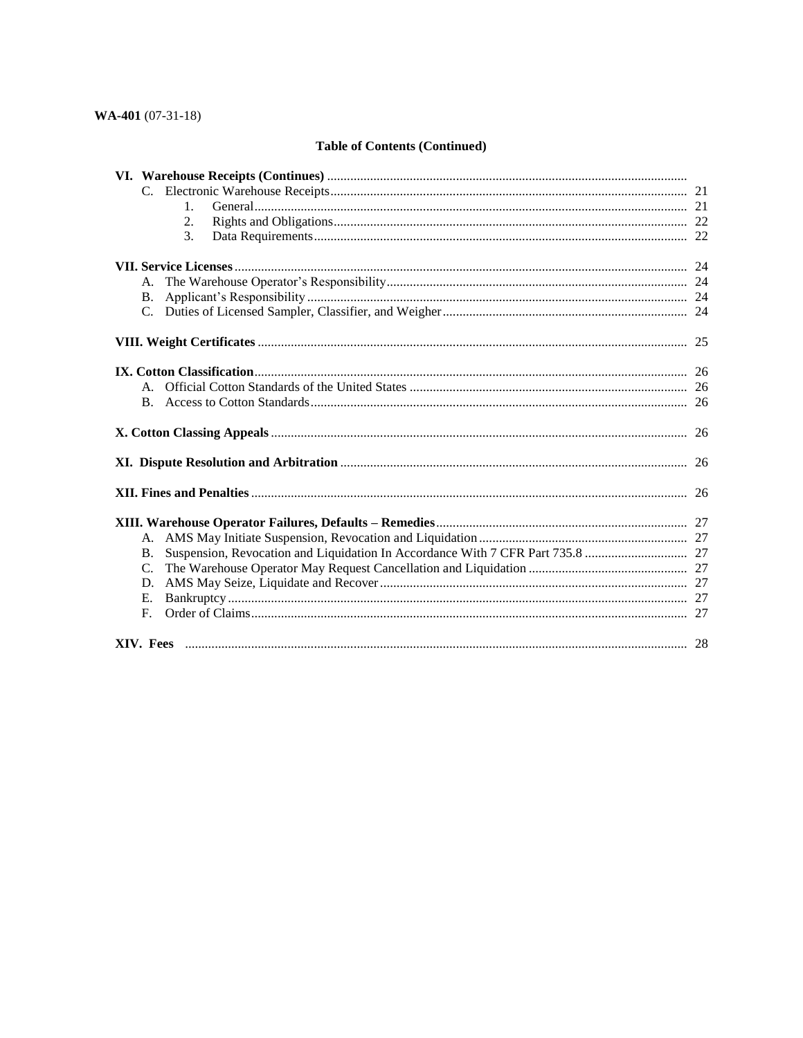WA-401 (07-31-18)

## Table of Contents (Continued)

**VI. Warehouse Receipts (Continues)**

- C. Electronic Warehouse Receipts ... 21
  - 1. General ... 21
  - 2. Rights and Obligations ... 22
  - 3. Data Requirements ... 22

**VII. Service Licenses** ... 24

- A. The Warehouse Operator's Responsibility ... 24
- B. Applicant's Responsibility ... 24
- C. Duties of Licensed Sampler, Classifier, and Weigher ... 24

**VIII. Weight Certificates** ... 25

**IX. Cotton Classification** ... 26

- A. Official Cotton Standards of the United States ... 26
- B. Access to Cotton Standards ... 26

**X. Cotton Classing Appeals** ... 26

**XI. Dispute Resolution and Arbitration** ... 26

**XII. Fines and Penalties** ... 26

**XIII. Warehouse Operator Failures, Defaults – Remedies** ... 27

- A. AMS May Initiate Suspension, Revocation and Liquidation ... 27
- B. Suspension, Revocation and Liquidation In Accordance With 7 CFR Part 735.8 ... 27
- C. The Warehouse Operator May Request Cancellation and Liquidation ... 27
- D. AMS May Seize, Liquidate and Recover ... 27
- E. Bankruptcy ... 27
- F. Order of Claims ... 27

**XIV. Fees** ... 28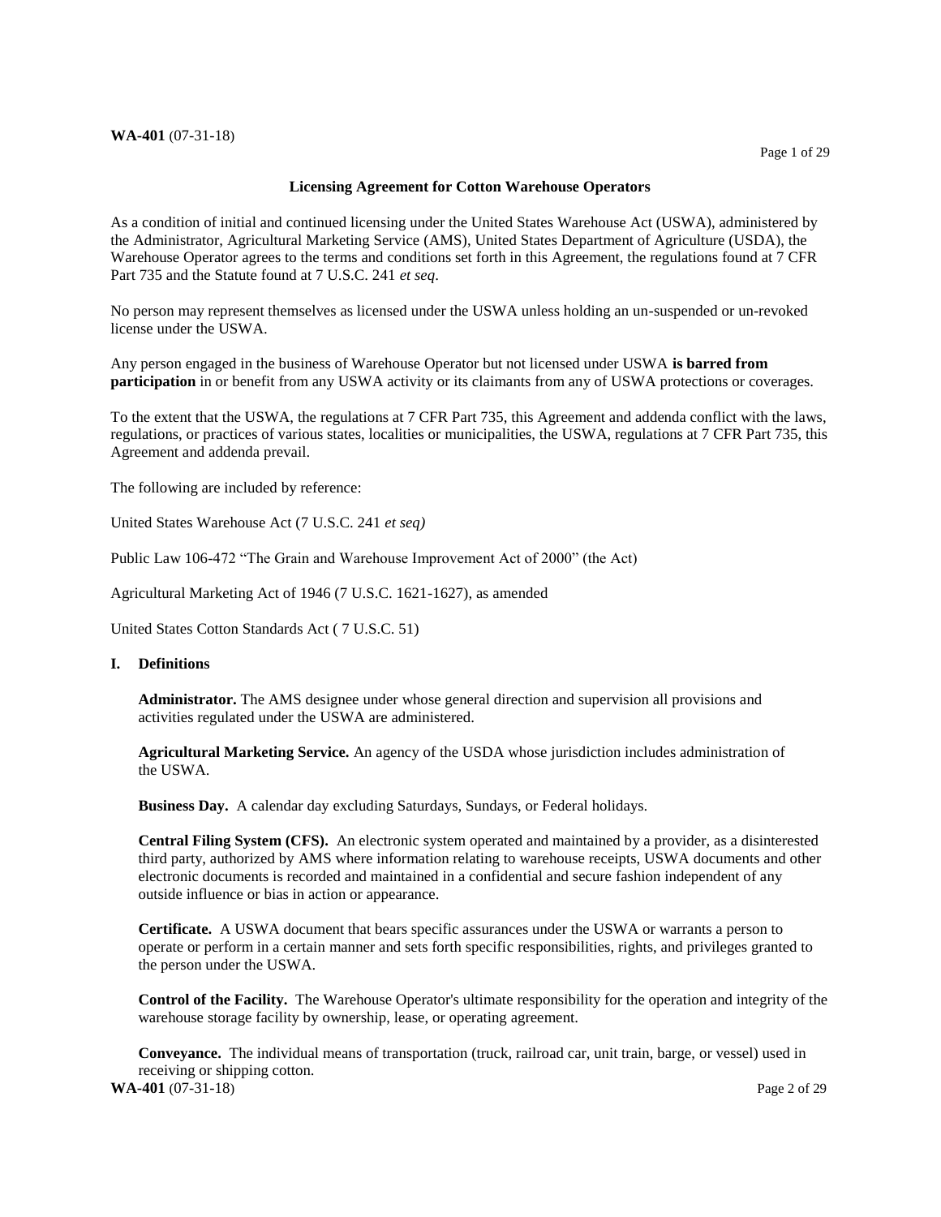## Licensing Agreement for Cotton Warehouse Operators

As a condition of initial and continued licensing under the United States Warehouse Act (USWA), administered by the Administrator, Agricultural Marketing Service (AMS), United States Department of Agriculture (USDA), the Warehouse Operator agrees to the terms and conditions set forth in this Agreement, the regulations found at 7 CFR Part 735 and the Statute found at 7 U.S.C. 241 *et seq*.

No person may represent themselves as licensed under the USWA unless holding an un-suspended or un-revoked license under the USWA.

Any person engaged in the business of Warehouse Operator but not licensed under USWA **is barred from participation** in or benefit from any USWA activity or its claimants from any of USWA protections or coverages.

To the extent that the USWA, the regulations at 7 CFR Part 735, this Agreement and addenda conflict with the laws, regulations, or practices of various states, localities or municipalities, the USWA, regulations at 7 CFR Part 735, this Agreement and addenda prevail.

The following are included by reference:

United States Warehouse Act (7 U.S.C. 241 *et seq)*

Public Law 106-472 "The Grain and Warehouse Improvement Act of 2000" (the Act)

Agricultural Marketing Act of 1946 (7 U.S.C. 1621-1627), as amended

United States Cotton Standards Act ( 7 U.S.C. 51)

### I. Definitions

**Administrator.** The AMS designee under whose general direction and supervision all provisions and activities regulated under the USWA are administered.

**Agricultural Marketing Service.** An agency of the USDA whose jurisdiction includes administration of the USWA.

**Business Day.** A calendar day excluding Saturdays, Sundays, or Federal holidays.

**Central Filing System (CFS).** An electronic system operated and maintained by a provider, as a disinterested third party, authorized by AMS where information relating to warehouse receipts, USWA documents and other electronic documents is recorded and maintained in a confidential and secure fashion independent of any outside influence or bias in action or appearance.

**Certificate.** A USWA document that bears specific assurances under the USWA or warrants a person to operate or perform in a certain manner and sets forth specific responsibilities, rights, and privileges granted to the person under the USWA.

**Control of the Facility.** The Warehouse Operator's ultimate responsibility for the operation and integrity of the warehouse storage facility by ownership, lease, or operating agreement.

**Conveyance.** The individual means of transportation (truck, railroad car, unit train, barge, or vessel) used in receiving or shipping cotton.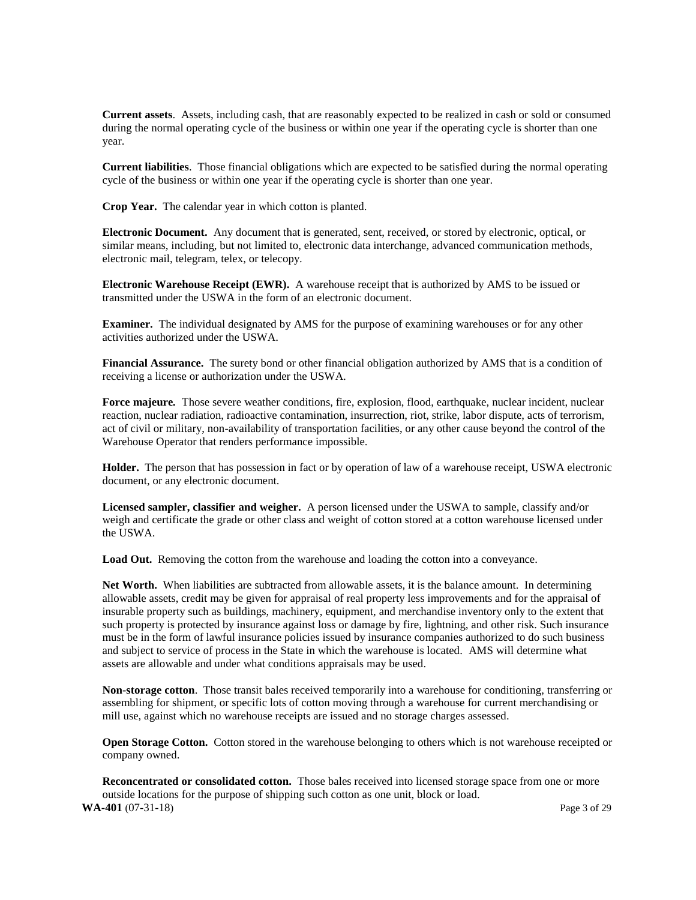**Current assets**. Assets, including cash, that are reasonably expected to be realized in cash or sold or consumed during the normal operating cycle of the business or within one year if the operating cycle is shorter than one year.

**Current liabilities**. Those financial obligations which are expected to be satisfied during the normal operating cycle of the business or within one year if the operating cycle is shorter than one year.

**Crop Year.** The calendar year in which cotton is planted.

**Electronic Document.** Any document that is generated, sent, received, or stored by electronic, optical, or similar means, including, but not limited to, electronic data interchange, advanced communication methods, electronic mail, telegram, telex, or telecopy.

**Electronic Warehouse Receipt (EWR).** A warehouse receipt that is authorized by AMS to be issued or transmitted under the USWA in the form of an electronic document.

**Examiner.** The individual designated by AMS for the purpose of examining warehouses or for any other activities authorized under the USWA.

**Financial Assurance.** The surety bond or other financial obligation authorized by AMS that is a condition of receiving a license or authorization under the USWA.

**Force majeure.** Those severe weather conditions, fire, explosion, flood, earthquake, nuclear incident, nuclear reaction, nuclear radiation, radioactive contamination, insurrection, riot, strike, labor dispute, acts of terrorism, act of civil or military, non-availability of transportation facilities, or any other cause beyond the control of the Warehouse Operator that renders performance impossible.

**Holder.** The person that has possession in fact or by operation of law of a warehouse receipt, USWA electronic document, or any electronic document.

**Licensed sampler, classifier and weigher.** A person licensed under the USWA to sample, classify and/or weigh and certificate the grade or other class and weight of cotton stored at a cotton warehouse licensed under the USWA.

**Load Out.** Removing the cotton from the warehouse and loading the cotton into a conveyance.

**Net Worth.** When liabilities are subtracted from allowable assets, it is the balance amount. In determining allowable assets, credit may be given for appraisal of real property less improvements and for the appraisal of insurable property such as buildings, machinery, equipment, and merchandise inventory only to the extent that such property is protected by insurance against loss or damage by fire, lightning, and other risk. Such insurance must be in the form of lawful insurance policies issued by insurance companies authorized to do such business and subject to service of process in the State in which the warehouse is located. AMS will determine what assets are allowable and under what conditions appraisals may be used.

**Non-storage cotton**. Those transit bales received temporarily into a warehouse for conditioning, transferring or assembling for shipment, or specific lots of cotton moving through a warehouse for current merchandising or mill use, against which no warehouse receipts are issued and no storage charges assessed.

**Open Storage Cotton.** Cotton stored in the warehouse belonging to others which is not warehouse receipted or company owned.

**Reconcentrated or consolidated cotton.** Those bales received into licensed storage space from one or more outside locations for the purpose of shipping such cotton as one unit, block or load.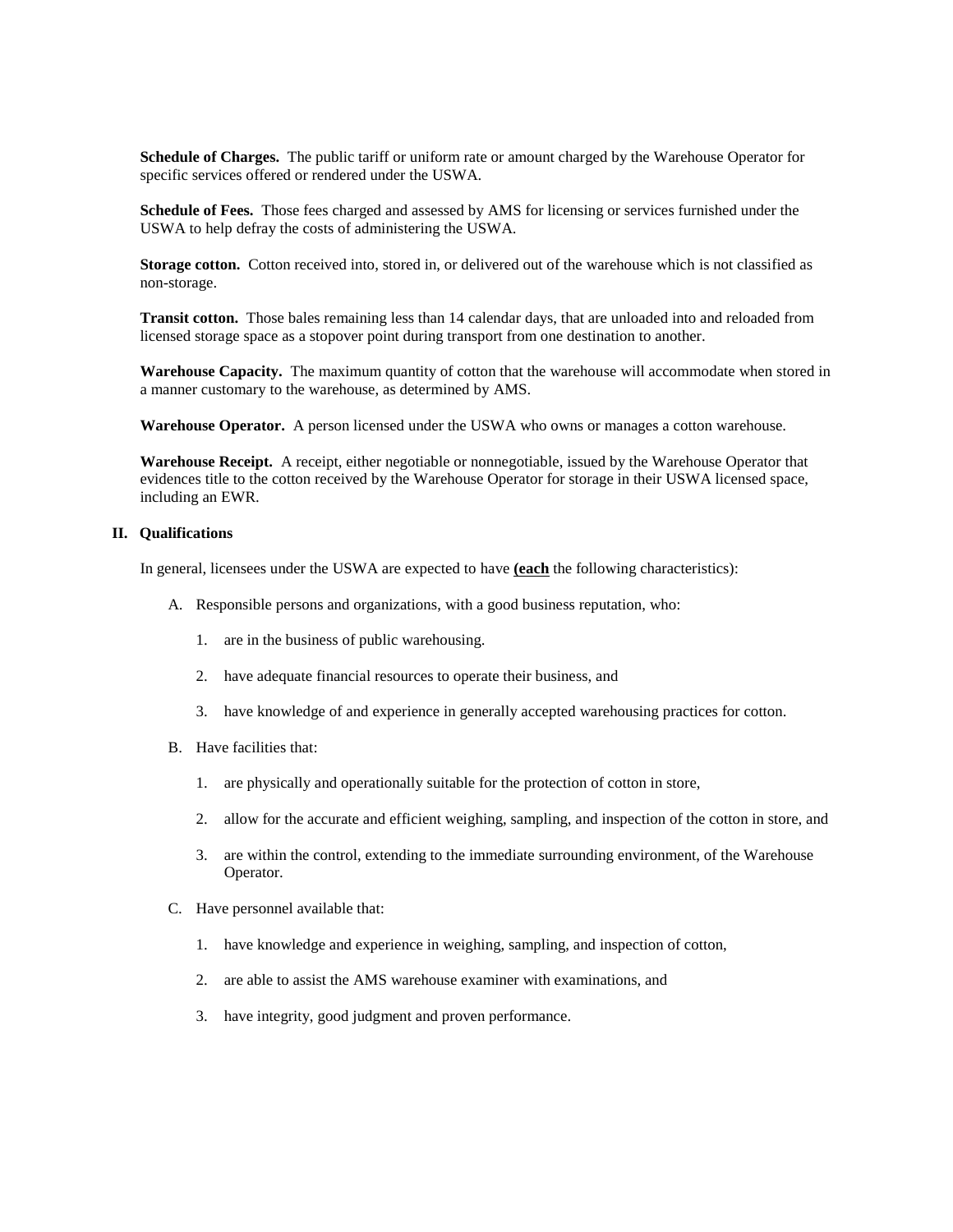**Schedule of Charges.** The public tariff or uniform rate or amount charged by the Warehouse Operator for specific services offered or rendered under the USWA.

**Schedule of Fees.** Those fees charged and assessed by AMS for licensing or services furnished under the USWA to help defray the costs of administering the USWA.

**Storage cotton.** Cotton received into, stored in, or delivered out of the warehouse which is not classified as non-storage.

**Transit cotton.** Those bales remaining less than 14 calendar days, that are unloaded into and reloaded from licensed storage space as a stopover point during transport from one destination to another.

**Warehouse Capacity.** The maximum quantity of cotton that the warehouse will accommodate when stored in a manner customary to the warehouse, as determined by AMS.

**Warehouse Operator.** A person licensed under the USWA who owns or manages a cotton warehouse.

**Warehouse Receipt.** A receipt, either negotiable or nonnegotiable, issued by the Warehouse Operator that evidences title to the cotton received by the Warehouse Operator for storage in their USWA licensed space, including an EWR.

## II. Qualifications

In general, licensees under the USWA are expected to have **(each** the following characteristics):

A. Responsible persons and organizations, with a good business reputation, who:

1. are in the business of public warehousing.
2. have adequate financial resources to operate their business, and
3. have knowledge of and experience in generally accepted warehousing practices for cotton.

B. Have facilities that:

1. are physically and operationally suitable for the protection of cotton in store,
2. allow for the accurate and efficient weighing, sampling, and inspection of the cotton in store, and
3. are within the control, extending to the immediate surrounding environment, of the Warehouse Operator.

C. Have personnel available that:

1. have knowledge and experience in weighing, sampling, and inspection of cotton,
2. are able to assist the AMS warehouse examiner with examinations, and
3. have integrity, good judgment and proven performance.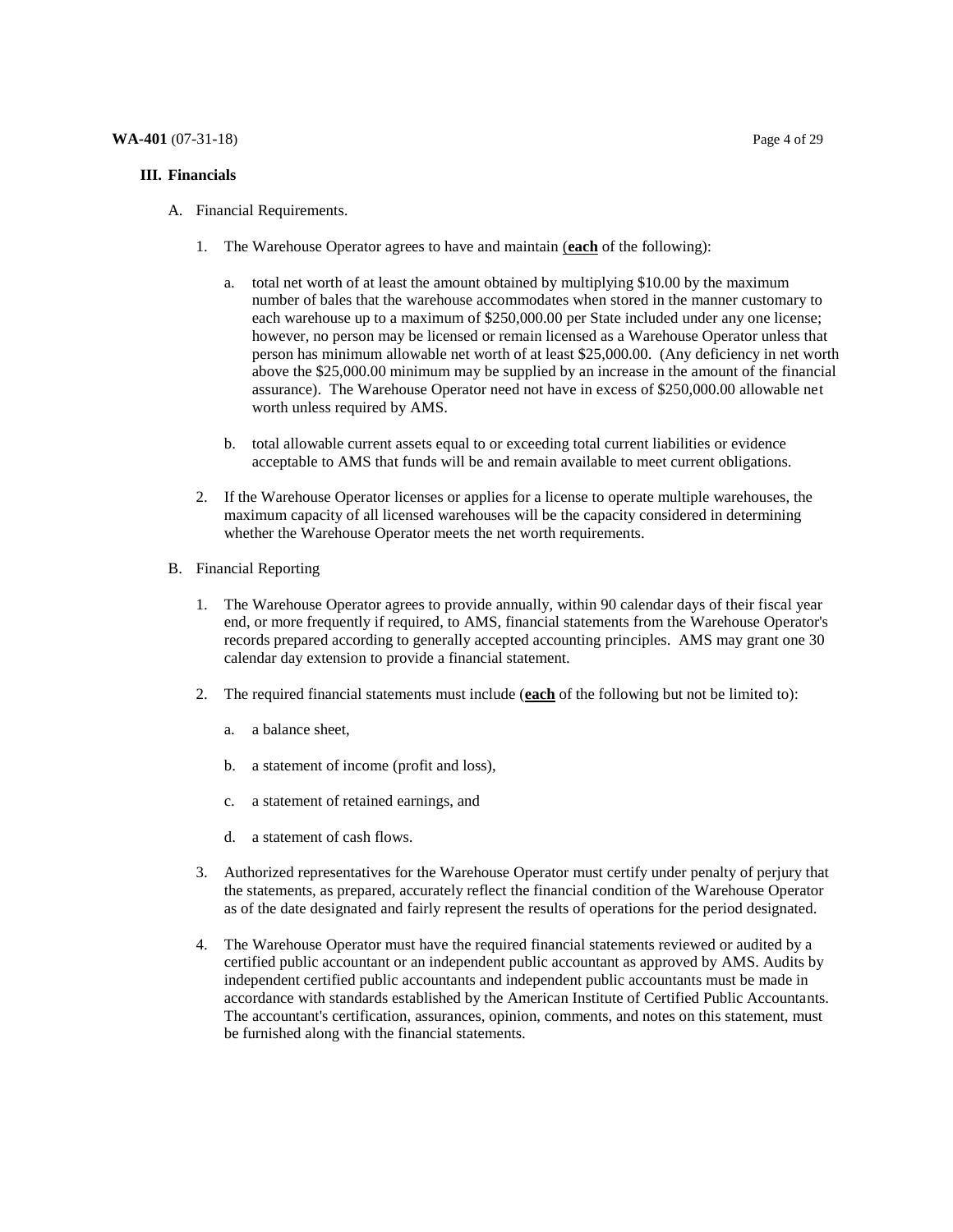## III. Financials

A. Financial Requirements.

1. The Warehouse Operator agrees to have and maintain (**<u>each</u>** of the following):

   a. total net worth of at least the amount obtained by multiplying $10.00 by the maximum number of bales that the warehouse accommodates when stored in the manner customary to each warehouse up to a maximum of $250,000.00 per State included under any one license; however, no person may be licensed or remain licensed as a Warehouse Operator unless that person has minimum allowable net worth of at least $25,000.00. (Any deficiency in net worth above the $25,000.00 minimum may be supplied by an increase in the amount of the financial assurance). The Warehouse Operator need not have in excess of $250,000.00 allowable net worth unless required by AMS.

   b. total allowable current assets equal to or exceeding total current liabilities or evidence acceptable to AMS that funds will be and remain available to meet current obligations.

2. If the Warehouse Operator licenses or applies for a license to operate multiple warehouses, the maximum capacity of all licensed warehouses will be the capacity considered in determining whether the Warehouse Operator meets the net worth requirements.

B. Financial Reporting

1. The Warehouse Operator agrees to provide annually, within 90 calendar days of their fiscal year end, or more frequently if required, to AMS, financial statements from the Warehouse Operator's records prepared according to generally accepted accounting principles. AMS may grant one 30 calendar day extension to provide a financial statement.

2. The required financial statements must include (**<u>each</u>** of the following but not be limited to):

   a. a balance sheet,

   b. a statement of income (profit and loss),

   c. a statement of retained earnings, and

   d. a statement of cash flows.

3. Authorized representatives for the Warehouse Operator must certify under penalty of perjury that the statements, as prepared, accurately reflect the financial condition of the Warehouse Operator as of the date designated and fairly represent the results of operations for the period designated.

4. The Warehouse Operator must have the required financial statements reviewed or audited by a certified public accountant or an independent public accountant as approved by AMS. Audits by independent certified public accountants and independent public accountants must be made in accordance with standards established by the American Institute of Certified Public Accountants. The accountant's certification, assurances, opinion, comments, and notes on this statement, must be furnished along with the financial statements.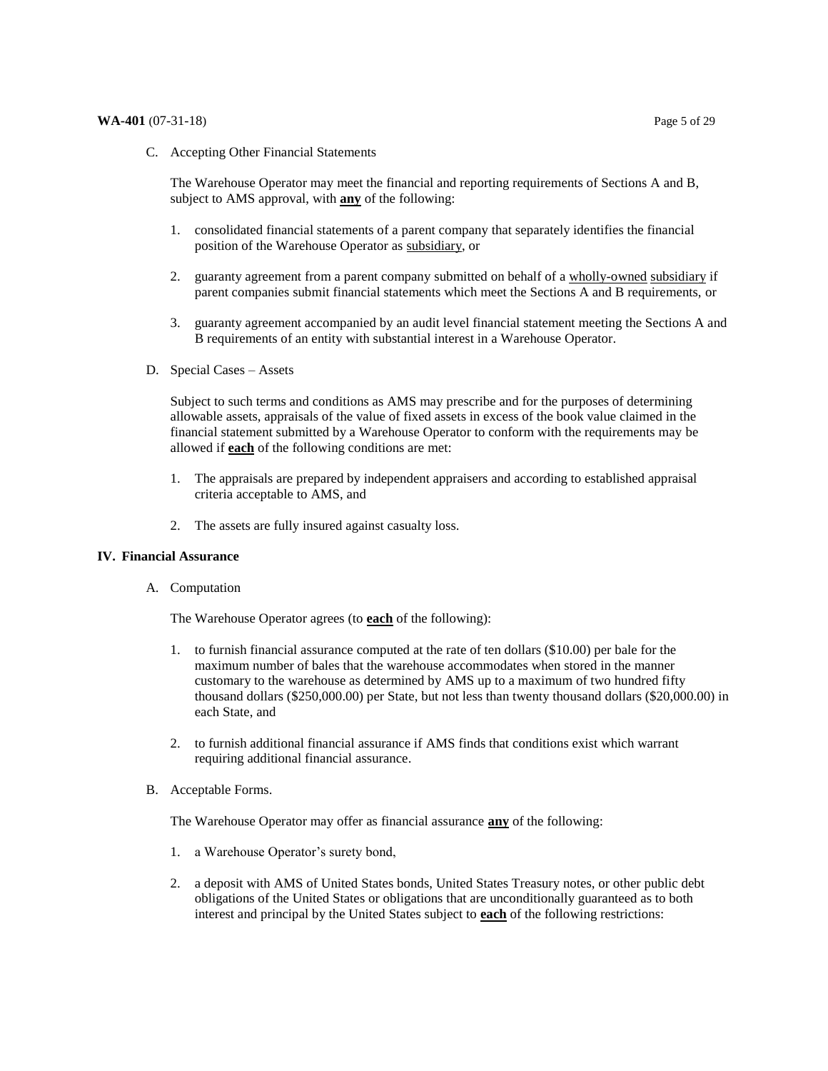C. Accepting Other Financial Statements

The Warehouse Operator may meet the financial and reporting requirements of Sections A and B, subject to AMS approval, with **any** of the following:

1. consolidated financial statements of a parent company that separately identifies the financial position of the Warehouse Operator as subsidiary, or

2. guaranty agreement from a parent company submitted on behalf of a wholly-owned subsidiary if parent companies submit financial statements which meet the Sections A and B requirements, or

3. guaranty agreement accompanied by an audit level financial statement meeting the Sections A and B requirements of an entity with substantial interest in a Warehouse Operator.

D. Special Cases – Assets

Subject to such terms and conditions as AMS may prescribe and for the purposes of determining allowable assets, appraisals of the value of fixed assets in excess of the book value claimed in the financial statement submitted by a Warehouse Operator to conform with the requirements may be allowed if **each** of the following conditions are met:

1. The appraisals are prepared by independent appraisers and according to established appraisal criteria acceptable to AMS, and

2. The assets are fully insured against casualty loss.

## IV. Financial Assurance

A. Computation

The Warehouse Operator agrees (to **each** of the following):

1. to furnish financial assurance computed at the rate of ten dollars ($10.00) per bale for the maximum number of bales that the warehouse accommodates when stored in the manner customary to the warehouse as determined by AMS up to a maximum of two hundred fifty thousand dollars ($250,000.00) per State, but not less than twenty thousand dollars ($20,000.00) in each State, and

2. to furnish additional financial assurance if AMS finds that conditions exist which warrant requiring additional financial assurance.

B. Acceptable Forms.

The Warehouse Operator may offer as financial assurance **any** of the following:

1. a Warehouse Operator's surety bond,

2. a deposit with AMS of United States bonds, United States Treasury notes, or other public debt obligations of the United States or obligations that are unconditionally guaranteed as to both interest and principal by the United States subject to **each** of the following restrictions: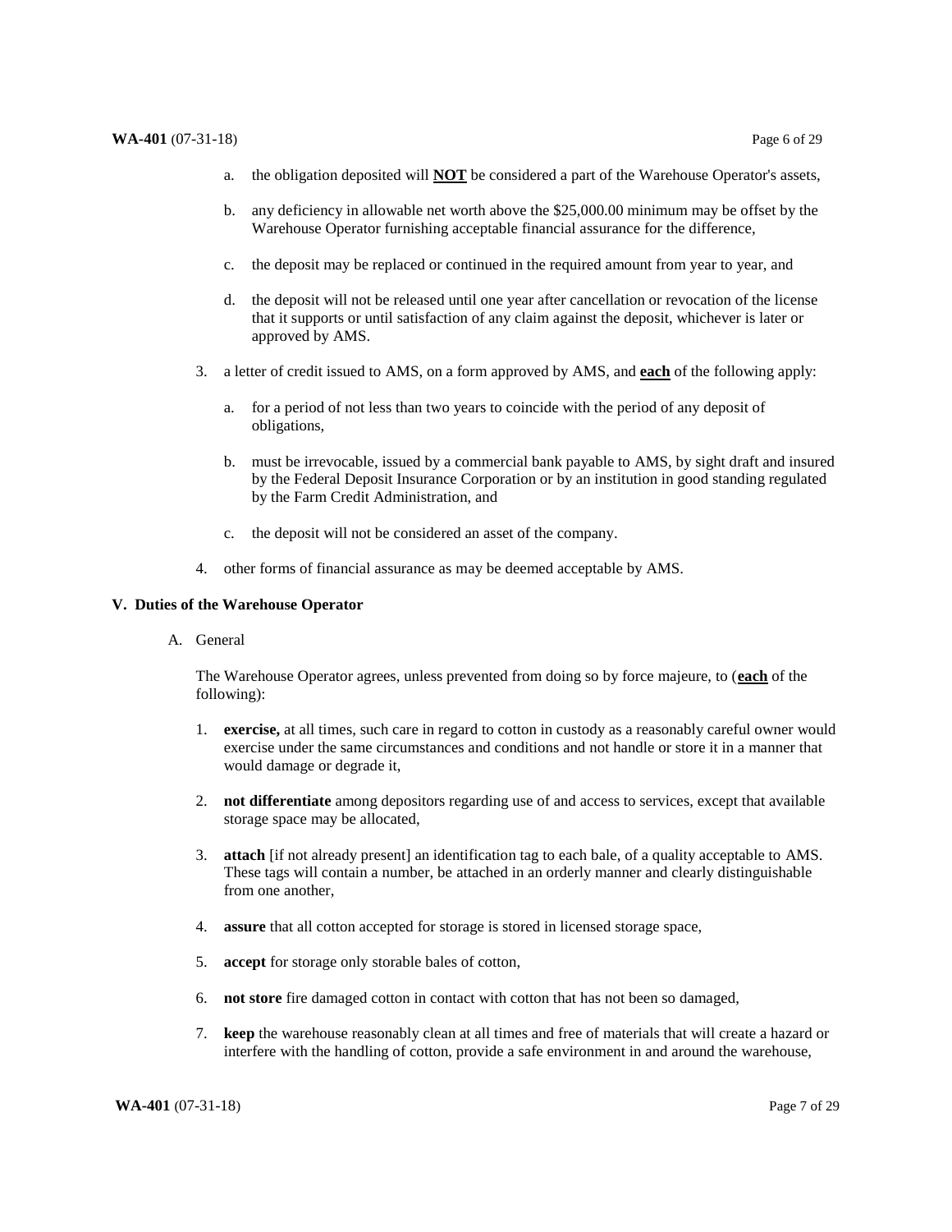a. the obligation deposited will **NOT** be considered a part of the Warehouse Operator's assets,

   b. any deficiency in allowable net worth above the $25,000.00 minimum may be offset by the Warehouse Operator furnishing acceptable financial assurance for the difference,

   c. the deposit may be replaced or continued in the required amount from year to year, and

   d. the deposit will not be released until one year after cancellation or revocation of the license that it supports or until satisfaction of any claim against the deposit, whichever is later or approved by AMS.

3. a letter of credit issued to AMS, on a form approved by AMS, and **each** of the following apply:

   a. for a period of not less than two years to coincide with the period of any deposit of obligations,

   b. must be irrevocable, issued by a commercial bank payable to AMS, by sight draft and insured by the Federal Deposit Insurance Corporation or by an institution in good standing regulated by the Farm Credit Administration, and

   c. the deposit will not be considered an asset of the company.

4. other forms of financial assurance as may be deemed acceptable by AMS.

## V. Duties of the Warehouse Operator

### A. General

The Warehouse Operator agrees, unless prevented from doing so by force majeure, to (**each** of the following):

1. **exercise,** at all times, such care in regard to cotton in custody as a reasonably careful owner would exercise under the same circumstances and conditions and not handle or store it in a manner that would damage or degrade it,

2. **not differentiate** among depositors regarding use of and access to services, except that available storage space may be allocated,

3. **attach** [if not already present] an identification tag to each bale, of a quality acceptable to AMS. These tags will contain a number, be attached in an orderly manner and clearly distinguishable from one another,

4. **assure** that all cotton accepted for storage is stored in licensed storage space,

5. **accept** for storage only storable bales of cotton,

6. **not store** fire damaged cotton in contact with cotton that has not been so damaged,

7. **keep** the warehouse reasonably clean at all times and free of materials that will create a hazard or interfere with the handling of cotton, provide a safe environment in and around the warehouse,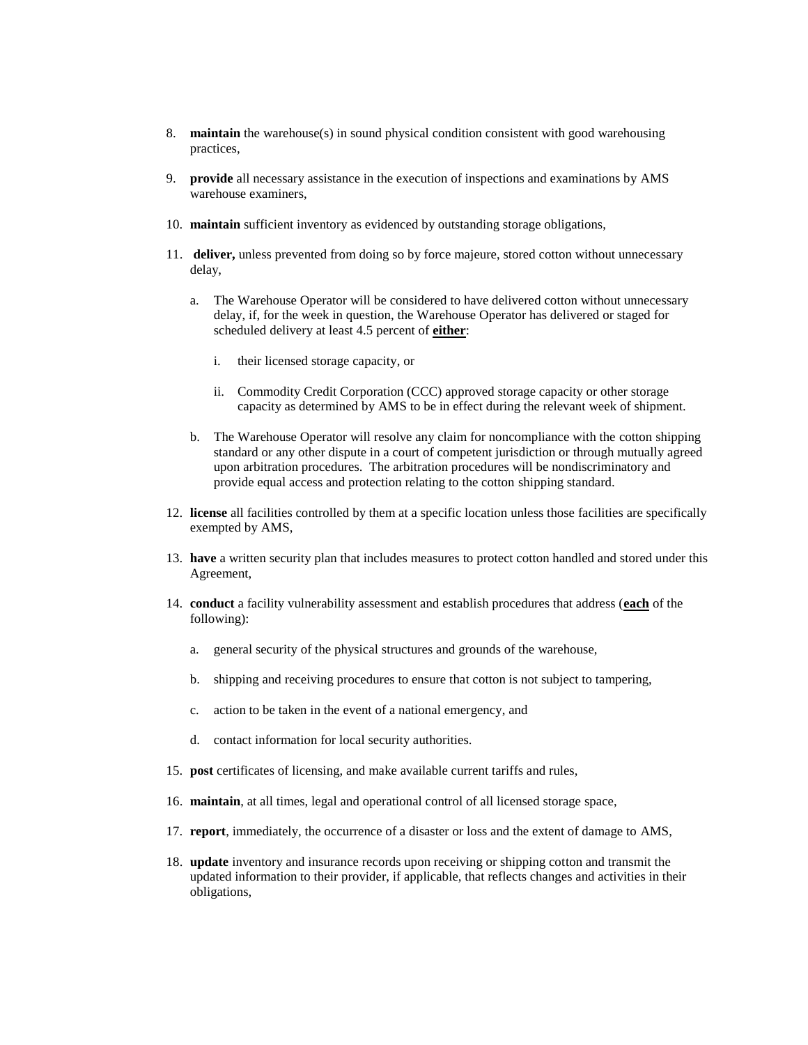8. **maintain** the warehouse(s) in sound physical condition consistent with good warehousing practices,

9. **provide** all necessary assistance in the execution of inspections and examinations by AMS warehouse examiners,

10. **maintain** sufficient inventory as evidenced by outstanding storage obligations,

11. **deliver,** unless prevented from doing so by force majeure, stored cotton without unnecessary delay,

    a. The Warehouse Operator will be considered to have delivered cotton without unnecessary delay, if, for the week in question, the Warehouse Operator has delivered or staged for scheduled delivery at least 4.5 percent of **either**:

        i. their licensed storage capacity, or

        ii. Commodity Credit Corporation (CCC) approved storage capacity or other storage capacity as determined by AMS to be in effect during the relevant week of shipment.

    b. The Warehouse Operator will resolve any claim for noncompliance with the cotton shipping standard or any other dispute in a court of competent jurisdiction or through mutually agreed upon arbitration procedures. The arbitration procedures will be nondiscriminatory and provide equal access and protection relating to the cotton shipping standard.

12. **license** all facilities controlled by them at a specific location unless those facilities are specifically exempted by AMS,

13. **have** a written security plan that includes measures to protect cotton handled and stored under this Agreement,

14. **conduct** a facility vulnerability assessment and establish procedures that address (**each** of the following):

    a. general security of the physical structures and grounds of the warehouse,

    b. shipping and receiving procedures to ensure that cotton is not subject to tampering,

    c. action to be taken in the event of a national emergency, and

    d. contact information for local security authorities.

15. **post** certificates of licensing, and make available current tariffs and rules,

16. **maintain**, at all times, legal and operational control of all licensed storage space,

17. **report**, immediately, the occurrence of a disaster or loss and the extent of damage to AMS,

18. **update** inventory and insurance records upon receiving or shipping cotton and transmit the updated information to their provider, if applicable, that reflects changes and activities in their obligations,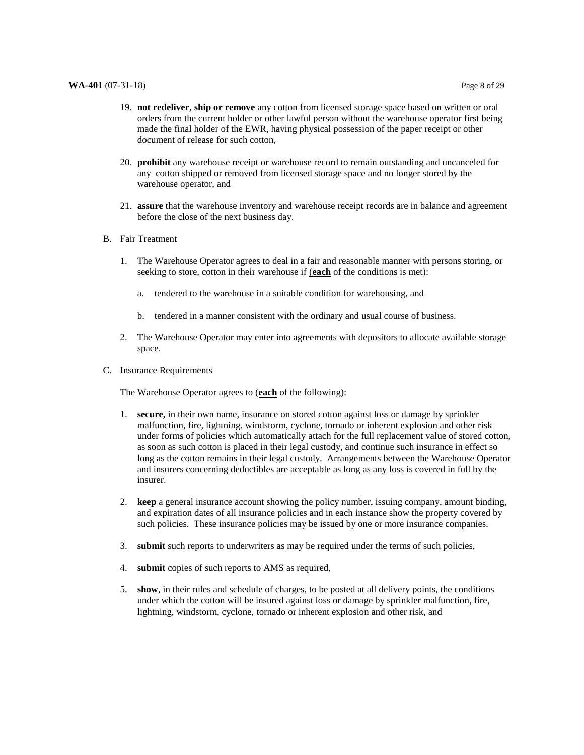19. **not redeliver, ship or remove** any cotton from licensed storage space based on written or oral orders from the current holder or other lawful person without the warehouse operator first being made the final holder of the EWR, having physical possession of the paper receipt or other document of release for such cotton,

20. **prohibit** any warehouse receipt or warehouse record to remain outstanding and uncanceled for any cotton shipped or removed from licensed storage space and no longer stored by the warehouse operator, and

21. **assure** that the warehouse inventory and warehouse receipt records are in balance and agreement before the close of the next business day.

B. Fair Treatment

1. The Warehouse Operator agrees to deal in a fair and reasonable manner with persons storing, or seeking to store, cotton in their warehouse if (**each** of the conditions is met):

   a. tendered to the warehouse in a suitable condition for warehousing, and

   b. tendered in a manner consistent with the ordinary and usual course of business.

2. The Warehouse Operator may enter into agreements with depositors to allocate available storage space.

C. Insurance Requirements

The Warehouse Operator agrees to (**each** of the following):

1. **secure,** in their own name, insurance on stored cotton against loss or damage by sprinkler malfunction, fire, lightning, windstorm, cyclone, tornado or inherent explosion and other risk under forms of policies which automatically attach for the full replacement value of stored cotton, as soon as such cotton is placed in their legal custody, and continue such insurance in effect so long as the cotton remains in their legal custody. Arrangements between the Warehouse Operator and insurers concerning deductibles are acceptable as long as any loss is covered in full by the insurer.

2. **keep** a general insurance account showing the policy number, issuing company, amount binding, and expiration dates of all insurance policies and in each instance show the property covered by such policies. These insurance policies may be issued by one or more insurance companies.

3. **submit** such reports to underwriters as may be required under the terms of such policies,

4. **submit** copies of such reports to AMS as required,

5. **show**, in their rules and schedule of charges, to be posted at all delivery points, the conditions under which the cotton will be insured against loss or damage by sprinkler malfunction, fire, lightning, windstorm, cyclone, tornado or inherent explosion and other risk, and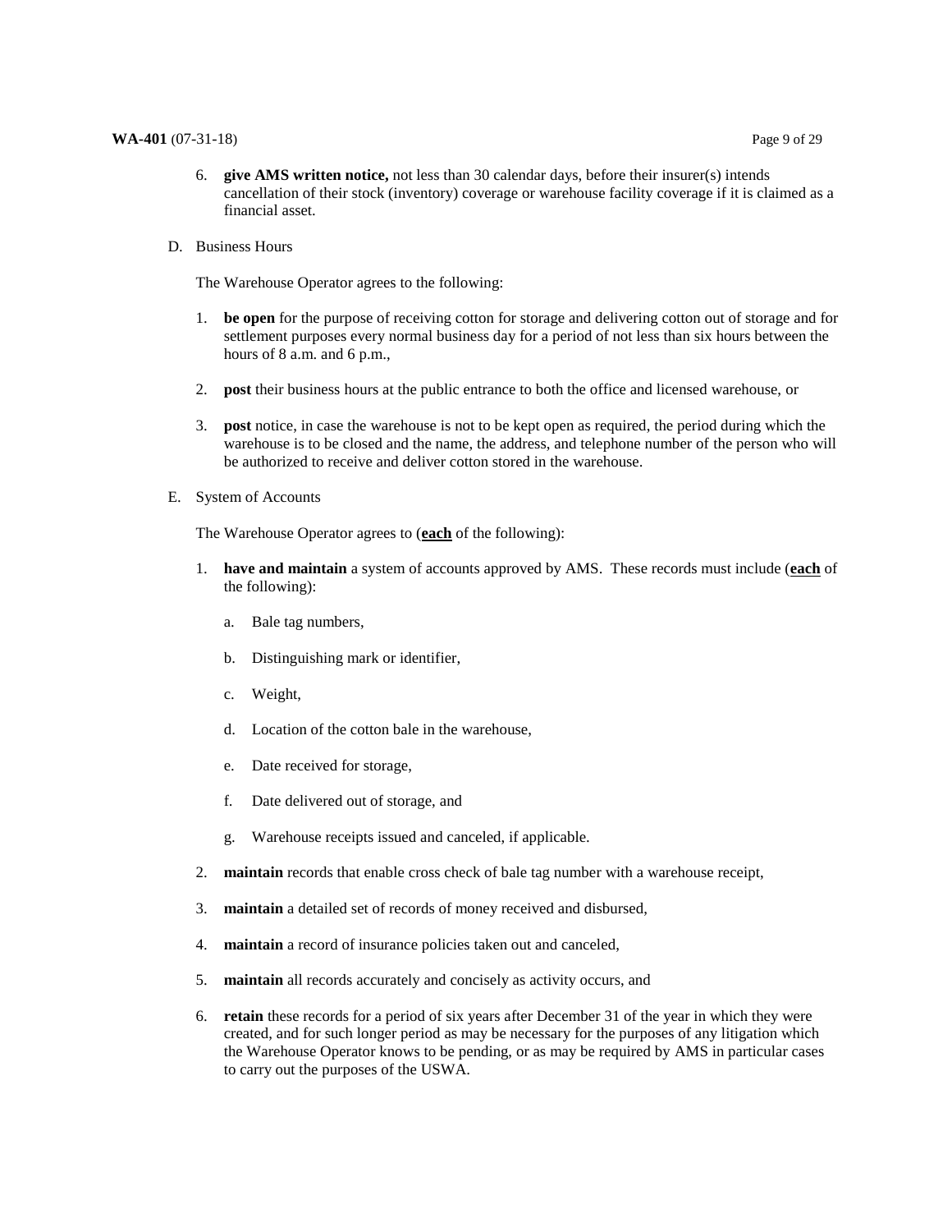6. **give AMS written notice,** not less than 30 calendar days, before their insurer(s) intends cancellation of their stock (inventory) coverage or warehouse facility coverage if it is claimed as a financial asset.

D. Business Hours

The Warehouse Operator agrees to the following:

1. **be open** for the purpose of receiving cotton for storage and delivering cotton out of storage and for settlement purposes every normal business day for a period of not less than six hours between the hours of 8 a.m. and 6 p.m.,

2. **post** their business hours at the public entrance to both the office and licensed warehouse, or

3. **post** notice, in case the warehouse is not to be kept open as required, the period during which the warehouse is to be closed and the name, the address, and telephone number of the person who will be authorized to receive and deliver cotton stored in the warehouse.

E. System of Accounts

The Warehouse Operator agrees to (**<u>each</u>** of the following):

1. **have and maintain** a system of accounts approved by AMS. These records must include (**<u>each</u>** of the following):

   a. Bale tag numbers,

   b. Distinguishing mark or identifier,

   c. Weight,

   d. Location of the cotton bale in the warehouse,

   e. Date received for storage,

   f. Date delivered out of storage, and

   g. Warehouse receipts issued and canceled, if applicable.

2. **maintain** records that enable cross check of bale tag number with a warehouse receipt,

3. **maintain** a detailed set of records of money received and disbursed,

4. **maintain** a record of insurance policies taken out and canceled,

5. **maintain** all records accurately and concisely as activity occurs, and

6. **retain** these records for a period of six years after December 31 of the year in which they were created, and for such longer period as may be necessary for the purposes of any litigation which the Warehouse Operator knows to be pending, or as may be required by AMS in particular cases to carry out the purposes of the USWA.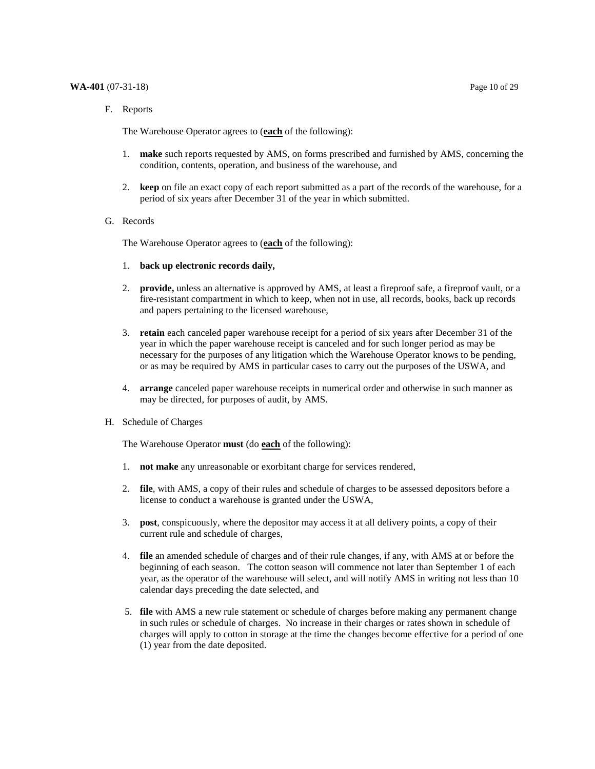F. Reports

The Warehouse Operator agrees to (**each** of the following):

1. **make** such reports requested by AMS, on forms prescribed and furnished by AMS, concerning the condition, contents, operation, and business of the warehouse, and

2. **keep** on file an exact copy of each report submitted as a part of the records of the warehouse, for a period of six years after December 31 of the year in which submitted.

G. Records

The Warehouse Operator agrees to (**each** of the following):

1. **back up electronic records daily,**

2. **provide,** unless an alternative is approved by AMS, at least a fireproof safe, a fireproof vault, or a fire-resistant compartment in which to keep, when not in use, all records, books, back up records and papers pertaining to the licensed warehouse,

3. **retain** each canceled paper warehouse receipt for a period of six years after December 31 of the year in which the paper warehouse receipt is canceled and for such longer period as may be necessary for the purposes of any litigation which the Warehouse Operator knows to be pending, or as may be required by AMS in particular cases to carry out the purposes of the USWA, and

4. **arrange** canceled paper warehouse receipts in numerical order and otherwise in such manner as may be directed, for purposes of audit, by AMS.

H. Schedule of Charges

The Warehouse Operator **must** (do **each** of the following):

1. **not make** any unreasonable or exorbitant charge for services rendered,

2. **file**, with AMS, a copy of their rules and schedule of charges to be assessed depositors before a license to conduct a warehouse is granted under the USWA,

3. **post**, conspicuously, where the depositor may access it at all delivery points, a copy of their current rule and schedule of charges,

4. **file** an amended schedule of charges and of their rule changes, if any, with AMS at or before the beginning of each season. The cotton season will commence not later than September 1 of each year, as the operator of the warehouse will select, and will notify AMS in writing not less than 10 calendar days preceding the date selected, and

5. **file** with AMS a new rule statement or schedule of charges before making any permanent change in such rules or schedule of charges. No increase in their charges or rates shown in schedule of charges will apply to cotton in storage at the time the changes become effective for a period of one (1) year from the date deposited.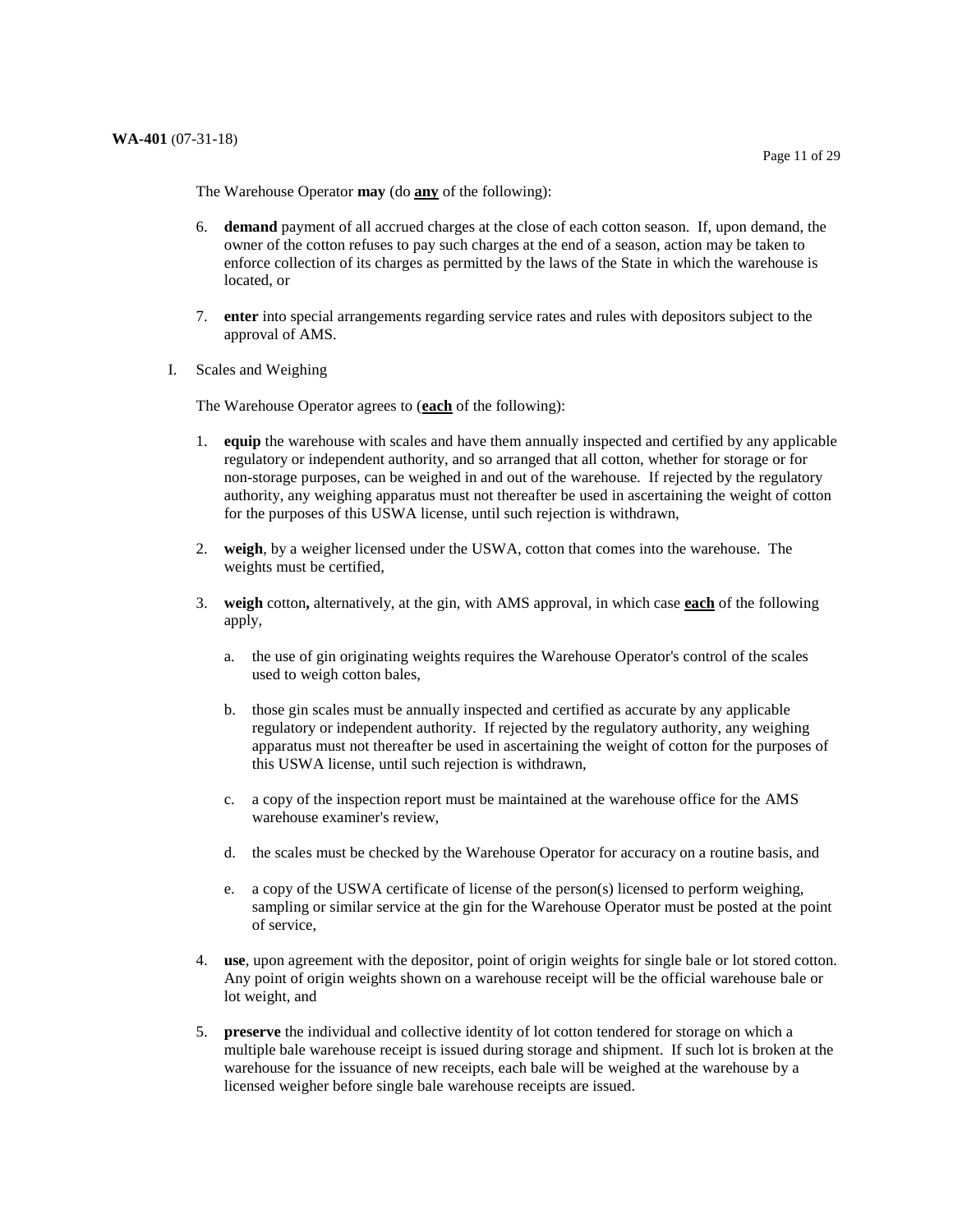The Warehouse Operator **may** (do **<u>any</u>** of the following):

6. **demand** payment of all accrued charges at the close of each cotton season. If, upon demand, the owner of the cotton refuses to pay such charges at the end of a season, action may be taken to enforce collection of its charges as permitted by the laws of the State in which the warehouse is located, or

7. **enter** into special arrangements regarding service rates and rules with depositors subject to the approval of AMS.

I. Scales and Weighing

The Warehouse Operator agrees to (**<u>each</u>** of the following):

1. **equip** the warehouse with scales and have them annually inspected and certified by any applicable regulatory or independent authority, and so arranged that all cotton, whether for storage or for non-storage purposes, can be weighed in and out of the warehouse. If rejected by the regulatory authority, any weighing apparatus must not thereafter be used in ascertaining the weight of cotton for the purposes of this USWA license, until such rejection is withdrawn,

2. **weigh**, by a weigher licensed under the USWA, cotton that comes into the warehouse. The weights must be certified,

3. **weigh** cotton**,** alternatively, at the gin, with AMS approval, in which case **<u>each</u>** of the following apply,

   a. the use of gin originating weights requires the Warehouse Operator's control of the scales used to weigh cotton bales,

   b. those gin scales must be annually inspected and certified as accurate by any applicable regulatory or independent authority. If rejected by the regulatory authority, any weighing apparatus must not thereafter be used in ascertaining the weight of cotton for the purposes of this USWA license, until such rejection is withdrawn,

   c. a copy of the inspection report must be maintained at the warehouse office for the AMS warehouse examiner's review,

   d. the scales must be checked by the Warehouse Operator for accuracy on a routine basis, and

   e. a copy of the USWA certificate of license of the person(s) licensed to perform weighing, sampling or similar service at the gin for the Warehouse Operator must be posted at the point of service,

4. **use**, upon agreement with the depositor, point of origin weights for single bale or lot stored cotton. Any point of origin weights shown on a warehouse receipt will be the official warehouse bale or lot weight, and

5. **preserve** the individual and collective identity of lot cotton tendered for storage on which a multiple bale warehouse receipt is issued during storage and shipment. If such lot is broken at the warehouse for the issuance of new receipts, each bale will be weighed at the warehouse by a licensed weigher before single bale warehouse receipts are issued.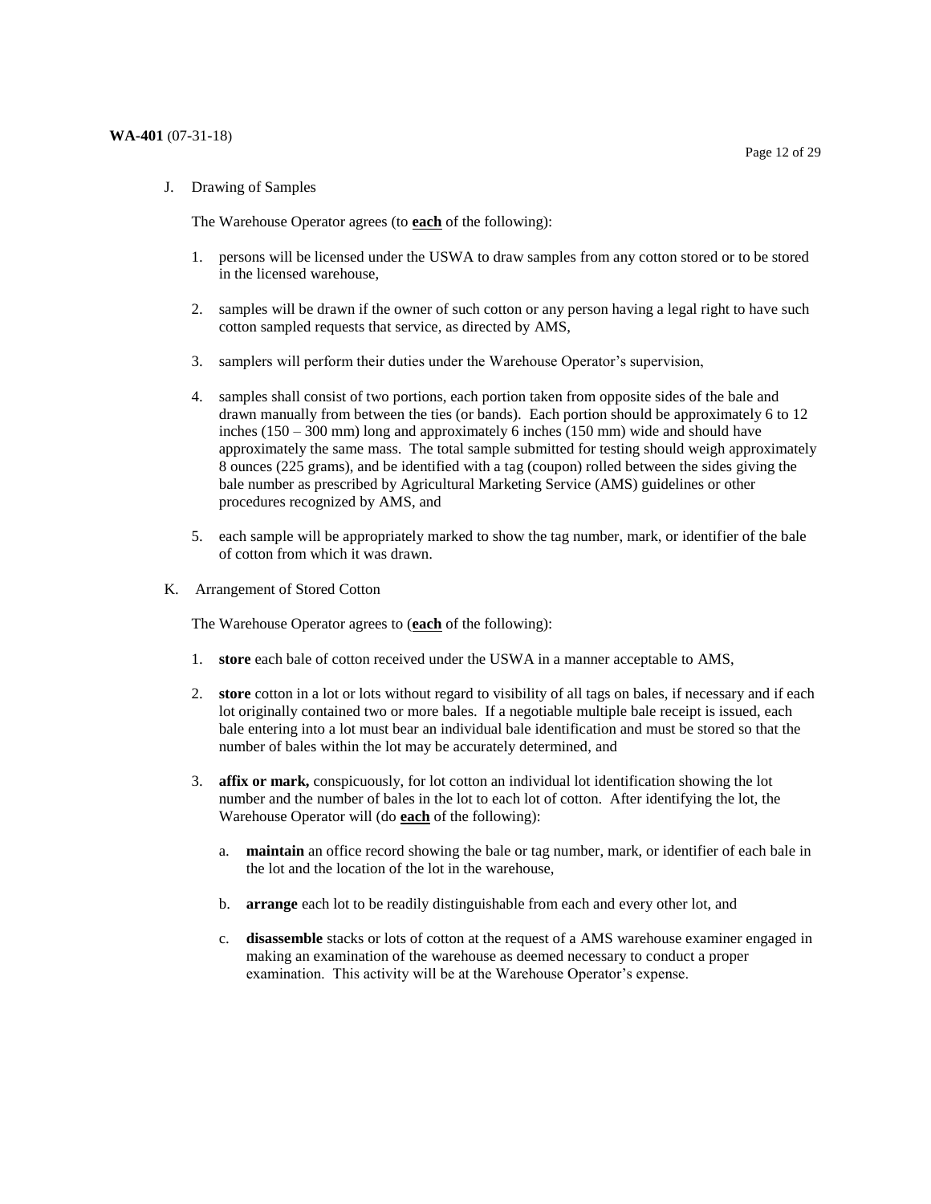J. Drawing of Samples

The Warehouse Operator agrees (to **each** of the following):

1. persons will be licensed under the USWA to draw samples from any cotton stored or to be stored in the licensed warehouse,

2. samples will be drawn if the owner of such cotton or any person having a legal right to have such cotton sampled requests that service, as directed by AMS,

3. samplers will perform their duties under the Warehouse Operator's supervision,

4. samples shall consist of two portions, each portion taken from opposite sides of the bale and drawn manually from between the ties (or bands). Each portion should be approximately 6 to 12 inches (150 – 300 mm) long and approximately 6 inches (150 mm) wide and should have approximately the same mass. The total sample submitted for testing should weigh approximately 8 ounces (225 grams), and be identified with a tag (coupon) rolled between the sides giving the bale number as prescribed by Agricultural Marketing Service (AMS) guidelines or other procedures recognized by AMS, and

5. each sample will be appropriately marked to show the tag number, mark, or identifier of the bale of cotton from which it was drawn.

K. Arrangement of Stored Cotton

The Warehouse Operator agrees to (**each** of the following):

1. **store** each bale of cotton received under the USWA in a manner acceptable to AMS,

2. **store** cotton in a lot or lots without regard to visibility of all tags on bales, if necessary and if each lot originally contained two or more bales. If a negotiable multiple bale receipt is issued, each bale entering into a lot must bear an individual bale identification and must be stored so that the number of bales within the lot may be accurately determined, and

3. **affix or mark,** conspicuously, for lot cotton an individual lot identification showing the lot number and the number of bales in the lot to each lot of cotton. After identifying the lot, the Warehouse Operator will (do **each** of the following):

   a. **maintain** an office record showing the bale or tag number, mark, or identifier of each bale in the lot and the location of the lot in the warehouse,

   b. **arrange** each lot to be readily distinguishable from each and every other lot, and

   c. **disassemble** stacks or lots of cotton at the request of a AMS warehouse examiner engaged in making an examination of the warehouse as deemed necessary to conduct a proper examination. This activity will be at the Warehouse Operator's expense.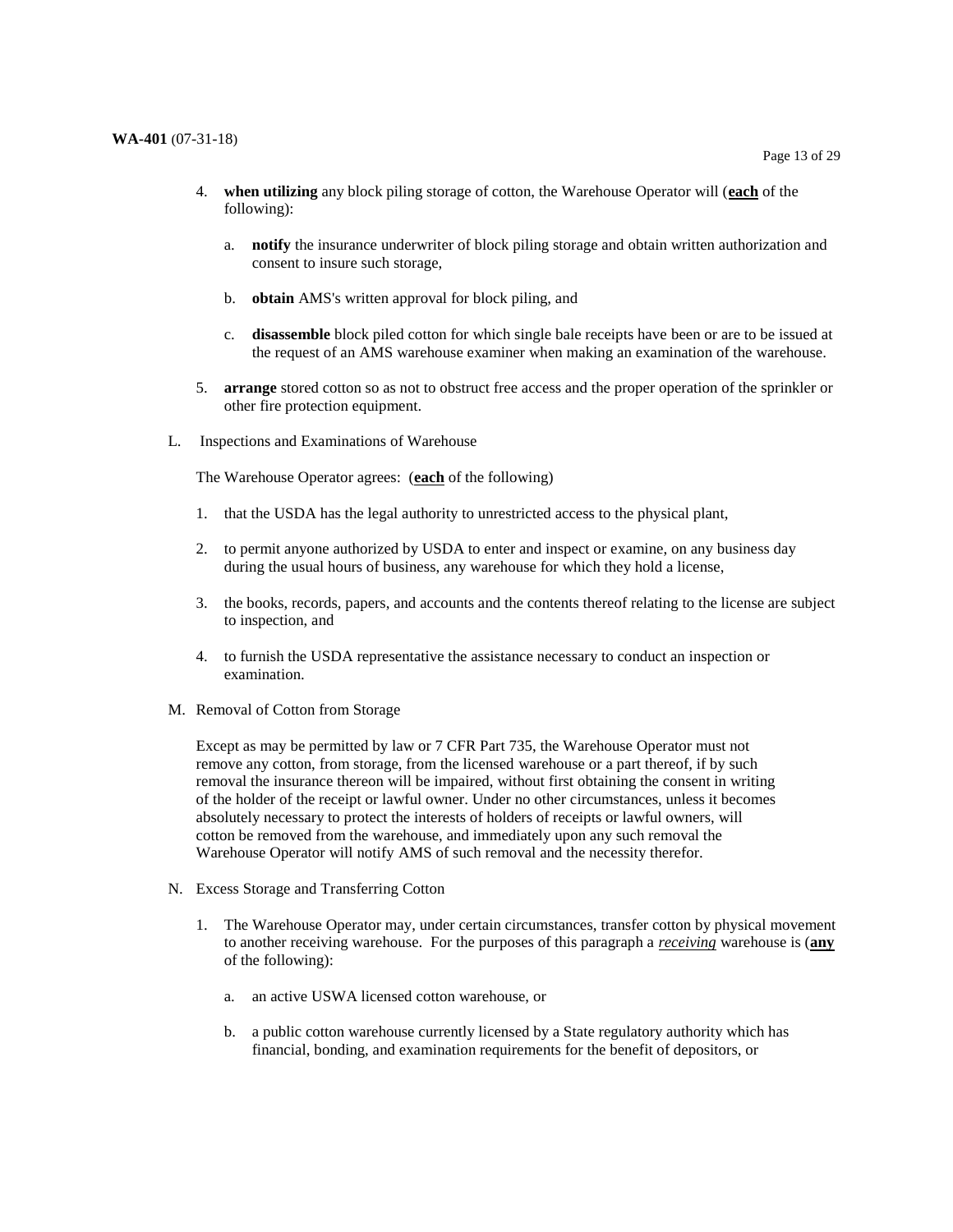4. **when utilizing** any block piling storage of cotton, the Warehouse Operator will (**each** of the following):

    a. **notify** the insurance underwriter of block piling storage and obtain written authorization and consent to insure such storage,

    b. **obtain** AMS's written approval for block piling, and

    c. **disassemble** block piled cotton for which single bale receipts have been or are to be issued at the request of an AMS warehouse examiner when making an examination of the warehouse.

5. **arrange** stored cotton so as not to obstruct free access and the proper operation of the sprinkler or other fire protection equipment.

L. Inspections and Examinations of Warehouse

The Warehouse Operator agrees: (**each** of the following)

1. that the USDA has the legal authority to unrestricted access to the physical plant,

2. to permit anyone authorized by USDA to enter and inspect or examine, on any business day during the usual hours of business, any warehouse for which they hold a license,

3. the books, records, papers, and accounts and the contents thereof relating to the license are subject to inspection, and

4. to furnish the USDA representative the assistance necessary to conduct an inspection or examination.

M. Removal of Cotton from Storage

Except as may be permitted by law or 7 CFR Part 735, the Warehouse Operator must not remove any cotton, from storage, from the licensed warehouse or a part thereof, if by such removal the insurance thereon will be impaired, without first obtaining the consent in writing of the holder of the receipt or lawful owner. Under no other circumstances, unless it becomes absolutely necessary to protect the interests of holders of receipts or lawful owners, will cotton be removed from the warehouse, and immediately upon any such removal the Warehouse Operator will notify AMS of such removal and the necessity therefor.

N. Excess Storage and Transferring Cotton

1. The Warehouse Operator may, under certain circumstances, transfer cotton by physical movement to another receiving warehouse. For the purposes of this paragraph a *receiving* warehouse is (**any** of the following):

    a. an active USWA licensed cotton warehouse, or

    b. a public cotton warehouse currently licensed by a State regulatory authority which has financial, bonding, and examination requirements for the benefit of depositors, or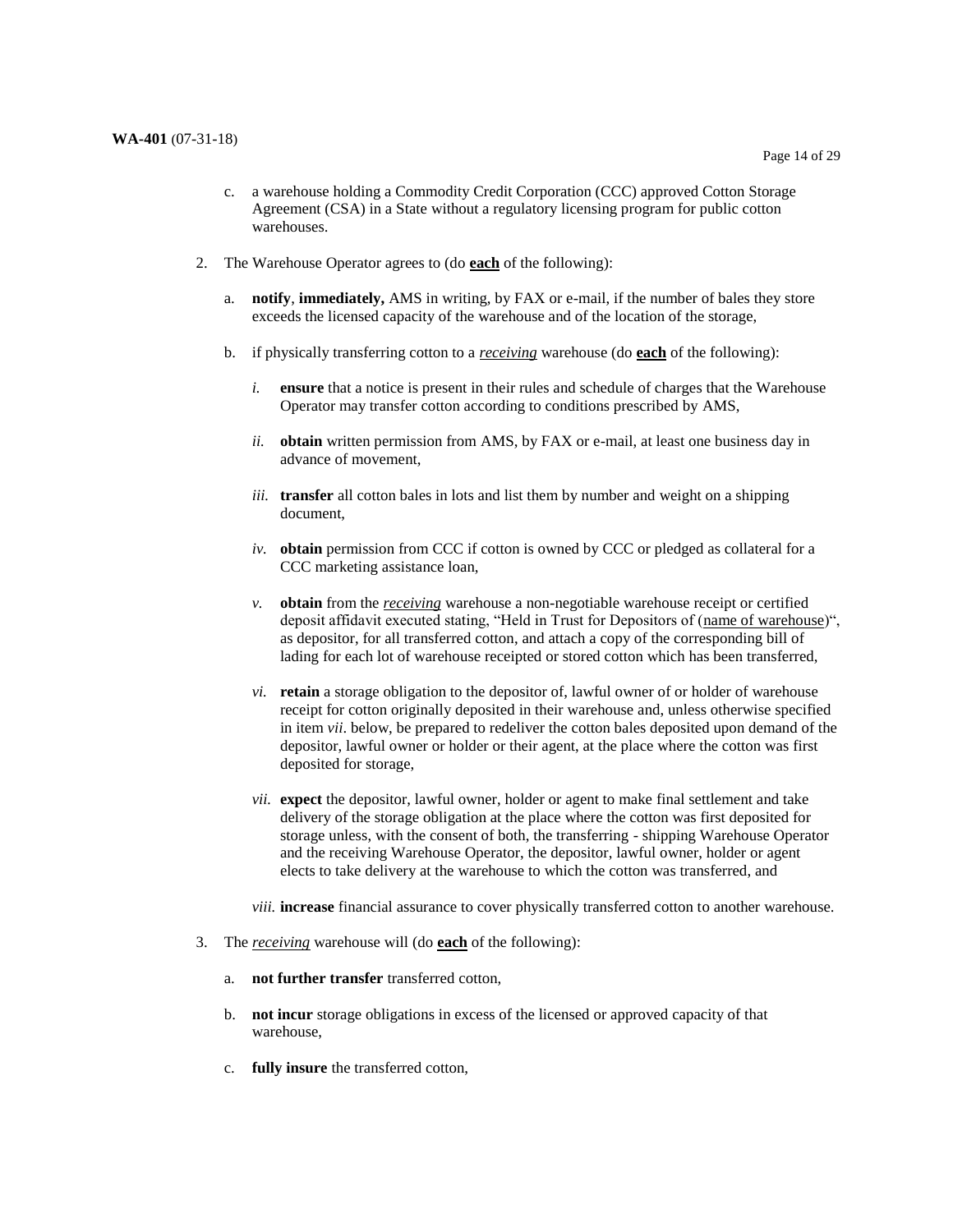c. a warehouse holding a Commodity Credit Corporation (CCC) approved Cotton Storage Agreement (CSA) in a State without a regulatory licensing program for public cotton warehouses.

2. The Warehouse Operator agrees to (do **each** of the following):

   a. **notify**, **immediately,** AMS in writing, by FAX or e-mail, if the number of bales they store exceeds the licensed capacity of the warehouse and of the location of the storage,

   b. if physically transferring cotton to a *receiving* warehouse (do **each** of the following):

      *i.* **ensure** that a notice is present in their rules and schedule of charges that the Warehouse Operator may transfer cotton according to conditions prescribed by AMS,

      *ii.* **obtain** written permission from AMS, by FAX or e-mail, at least one business day in advance of movement,

      *iii.* **transfer** all cotton bales in lots and list them by number and weight on a shipping document,

      *iv.* **obtain** permission from CCC if cotton is owned by CCC or pledged as collateral for a CCC marketing assistance loan,

      *v.* **obtain** from the *receiving* warehouse a non-negotiable warehouse receipt or certified deposit affidavit executed stating, "Held in Trust for Depositors of (name of warehouse)", as depositor, for all transferred cotton, and attach a copy of the corresponding bill of lading for each lot of warehouse receipted or stored cotton which has been transferred,

      *vi.* **retain** a storage obligation to the depositor of, lawful owner of or holder of warehouse receipt for cotton originally deposited in their warehouse and, unless otherwise specified in item *vii*. below, be prepared to redeliver the cotton bales deposited upon demand of the depositor, lawful owner or holder or their agent, at the place where the cotton was first deposited for storage,

      *vii.* **expect** the depositor, lawful owner, holder or agent to make final settlement and take delivery of the storage obligation at the place where the cotton was first deposited for storage unless, with the consent of both, the transferring - shipping Warehouse Operator and the receiving Warehouse Operator, the depositor, lawful owner, holder or agent elects to take delivery at the warehouse to which the cotton was transferred, and

      *viii.* **increase** financial assurance to cover physically transferred cotton to another warehouse.

3. The *receiving* warehouse will (do **each** of the following):

   a. **not further transfer** transferred cotton,

   b. **not incur** storage obligations in excess of the licensed or approved capacity of that warehouse,

   c. **fully insure** the transferred cotton,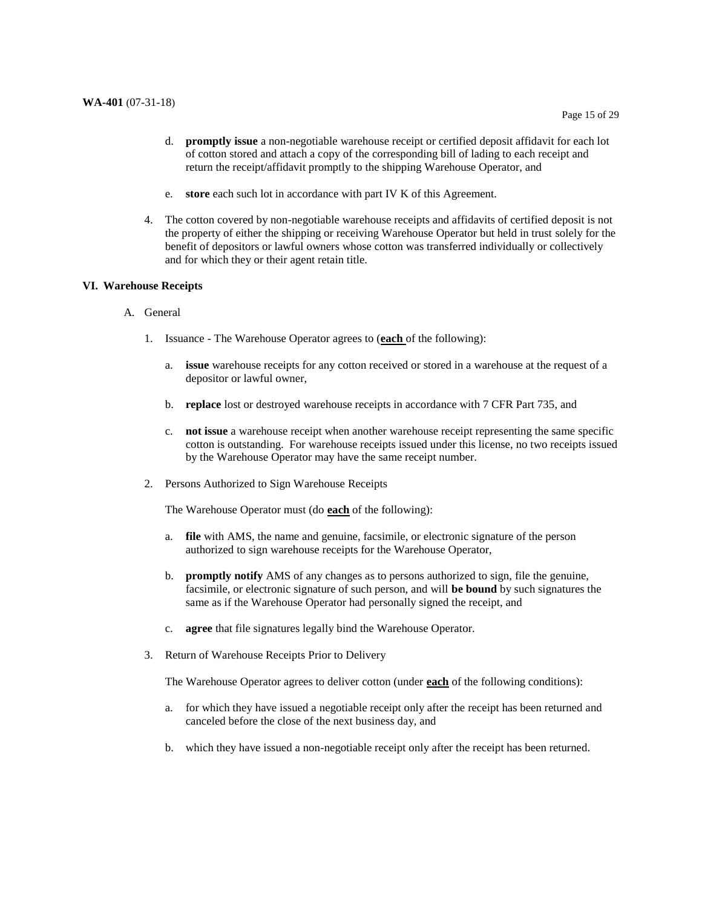d. **promptly issue** a non-negotiable warehouse receipt or certified deposit affidavit for each lot of cotton stored and attach a copy of the corresponding bill of lading to each receipt and return the receipt/affidavit promptly to the shipping Warehouse Operator, and

e. **store** each such lot in accordance with part IV K of this Agreement.

4. The cotton covered by non-negotiable warehouse receipts and affidavits of certified deposit is not the property of either the shipping or receiving Warehouse Operator but held in trust solely for the benefit of depositors or lawful owners whose cotton was transferred individually or collectively and for which they or their agent retain title.

## VI. Warehouse Receipts

A. General

1. Issuance - The Warehouse Operator agrees to (**<u>each</u>** of the following):

   a. **issue** warehouse receipts for any cotton received or stored in a warehouse at the request of a depositor or lawful owner,

   b. **replace** lost or destroyed warehouse receipts in accordance with 7 CFR Part 735, and

   c. **not issue** a warehouse receipt when another warehouse receipt representing the same specific cotton is outstanding. For warehouse receipts issued under this license, no two receipts issued by the Warehouse Operator may have the same receipt number.

2. Persons Authorized to Sign Warehouse Receipts

   The Warehouse Operator must (do **<u>each</u>** of the following):

   a. **file** with AMS, the name and genuine, facsimile, or electronic signature of the person authorized to sign warehouse receipts for the Warehouse Operator,

   b. **promptly notify** AMS of any changes as to persons authorized to sign, file the genuine, facsimile, or electronic signature of such person, and will **be bound** by such signatures the same as if the Warehouse Operator had personally signed the receipt, and

   c. **agree** that file signatures legally bind the Warehouse Operator.

3. Return of Warehouse Receipts Prior to Delivery

   The Warehouse Operator agrees to deliver cotton (under **<u>each</u>** of the following conditions):

   a. for which they have issued a negotiable receipt only after the receipt has been returned and canceled before the close of the next business day, and

   b. which they have issued a non-negotiable receipt only after the receipt has been returned.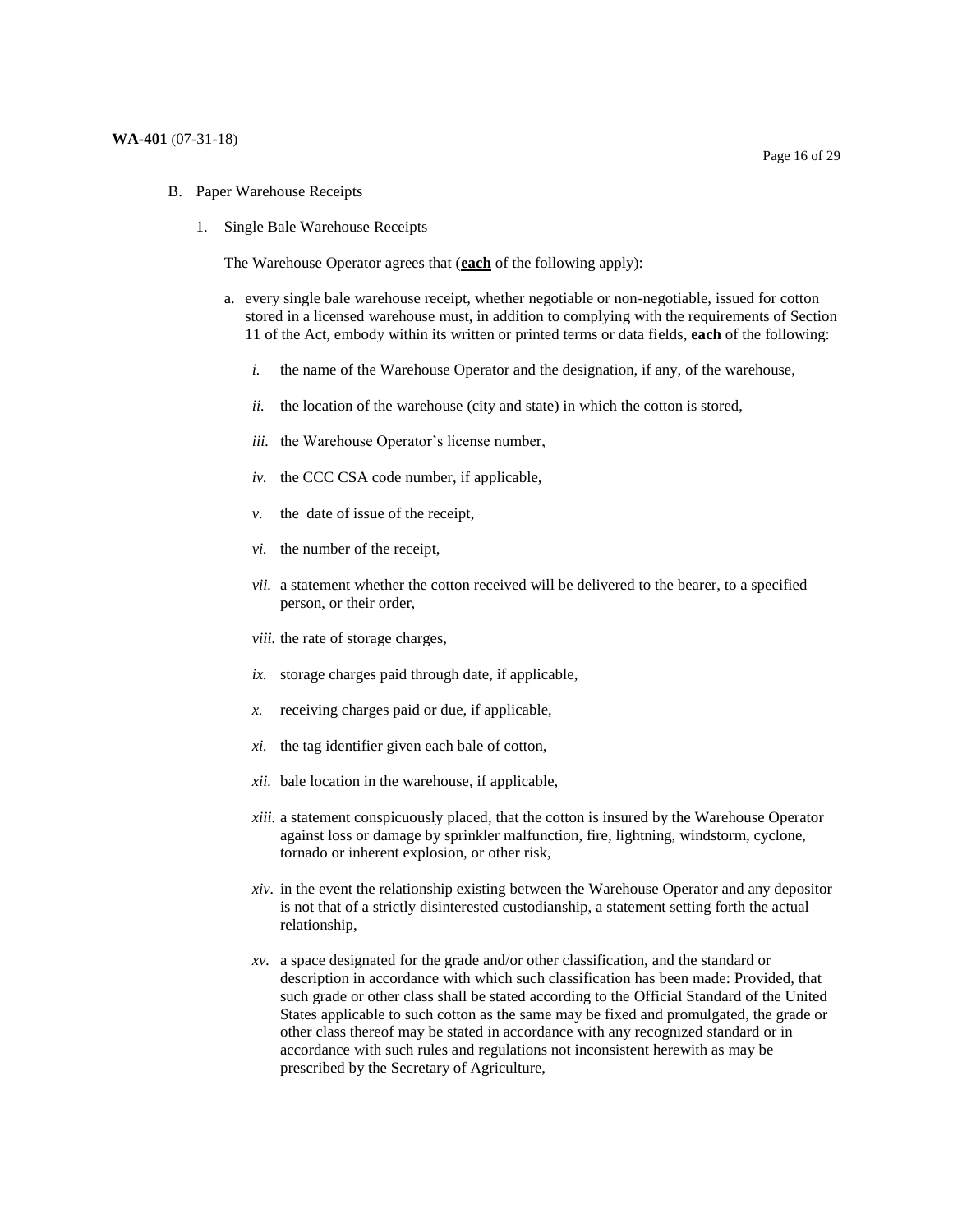B. Paper Warehouse Receipts

1. Single Bale Warehouse Receipts

The Warehouse Operator agrees that (**each** of the following apply):

a. every single bale warehouse receipt, whether negotiable or non-negotiable, issued for cotton stored in a licensed warehouse must, in addition to complying with the requirements of Section 11 of the Act, embody within its written or printed terms or data fields, **each** of the following:

   *i.* the name of the Warehouse Operator and the designation, if any, of the warehouse,

   *ii.* the location of the warehouse (city and state) in which the cotton is stored,

   *iii.* the Warehouse Operator's license number,

   *iv.* the CCC CSA code number, if applicable,

   *v.* the date of issue of the receipt,

   *vi.* the number of the receipt,

   *vii.* a statement whether the cotton received will be delivered to the bearer, to a specified person, or their order,

   *viii.* the rate of storage charges,

   *ix.* storage charges paid through date, if applicable,

   *x.* receiving charges paid or due, if applicable,

   *xi.* the tag identifier given each bale of cotton,

   *xii.* bale location in the warehouse, if applicable,

   *xiii.* a statement conspicuously placed, that the cotton is insured by the Warehouse Operator against loss or damage by sprinkler malfunction, fire, lightning, windstorm, cyclone, tornado or inherent explosion, or other risk,

   *xiv.* in the event the relationship existing between the Warehouse Operator and any depositor is not that of a strictly disinterested custodianship, a statement setting forth the actual relationship,

   *xv.* a space designated for the grade and/or other classification, and the standard or description in accordance with which such classification has been made: Provided, that such grade or other class shall be stated according to the Official Standard of the United States applicable to such cotton as the same may be fixed and promulgated, the grade or other class thereof may be stated in accordance with any recognized standard or in accordance with such rules and regulations not inconsistent herewith as may be prescribed by the Secretary of Agriculture,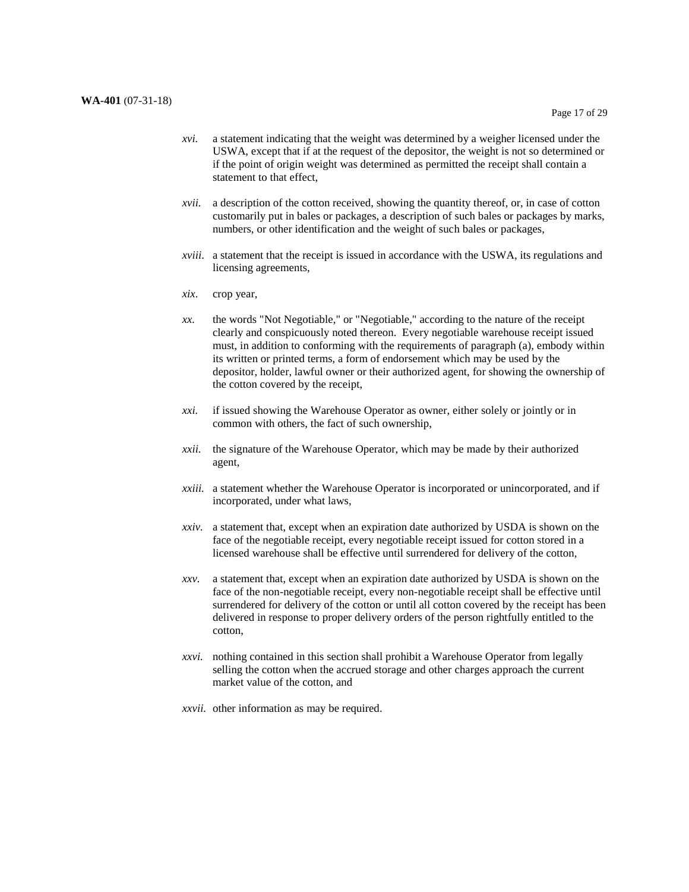*xvi.* a statement indicating that the weight was determined by a weigher licensed under the USWA, except that if at the request of the depositor, the weight is not so determined or if the point of origin weight was determined as permitted the receipt shall contain a statement to that effect,

*xvii.* a description of the cotton received, showing the quantity thereof, or, in case of cotton customarily put in bales or packages, a description of such bales or packages by marks, numbers, or other identification and the weight of such bales or packages,

*xviii*. a statement that the receipt is issued in accordance with the USWA, its regulations and licensing agreements,

*xix*. crop year,

*xx.* the words "Not Negotiable," or "Negotiable," according to the nature of the receipt clearly and conspicuously noted thereon. Every negotiable warehouse receipt issued must, in addition to conforming with the requirements of paragraph (a), embody within its written or printed terms, a form of endorsement which may be used by the depositor, holder, lawful owner or their authorized agent, for showing the ownership of the cotton covered by the receipt,

*xxi.* if issued showing the Warehouse Operator as owner, either solely or jointly or in common with others, the fact of such ownership,

*xxii.* the signature of the Warehouse Operator, which may be made by their authorized agent,

*xxiii.* a statement whether the Warehouse Operator is incorporated or unincorporated, and if incorporated, under what laws,

*xxiv.* a statement that, except when an expiration date authorized by USDA is shown on the face of the negotiable receipt, every negotiable receipt issued for cotton stored in a licensed warehouse shall be effective until surrendered for delivery of the cotton,

*xxv.* a statement that, except when an expiration date authorized by USDA is shown on the face of the non-negotiable receipt, every non-negotiable receipt shall be effective until surrendered for delivery of the cotton or until all cotton covered by the receipt has been delivered in response to proper delivery orders of the person rightfully entitled to the cotton,

*xxvi.* nothing contained in this section shall prohibit a Warehouse Operator from legally selling the cotton when the accrued storage and other charges approach the current market value of the cotton, and

*xxvii.* other information as may be required.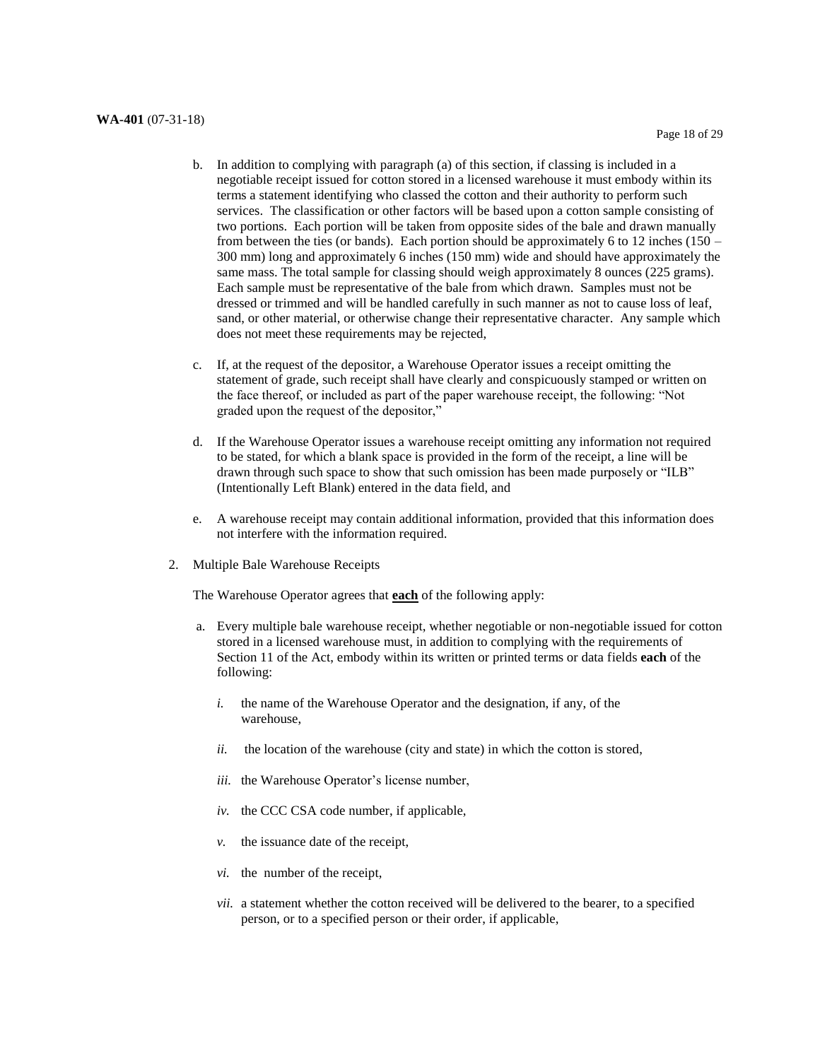b. In addition to complying with paragraph (a) of this section, if classing is included in a negotiable receipt issued for cotton stored in a licensed warehouse it must embody within its terms a statement identifying who classed the cotton and their authority to perform such services. The classification or other factors will be based upon a cotton sample consisting of two portions. Each portion will be taken from opposite sides of the bale and drawn manually from between the ties (or bands). Each portion should be approximately 6 to 12 inches (150 – 300 mm) long and approximately 6 inches (150 mm) wide and should have approximately the same mass. The total sample for classing should weigh approximately 8 ounces (225 grams). Each sample must be representative of the bale from which drawn. Samples must not be dressed or trimmed and will be handled carefully in such manner as not to cause loss of leaf, sand, or other material, or otherwise change their representative character. Any sample which does not meet these requirements may be rejected,

c. If, at the request of the depositor, a Warehouse Operator issues a receipt omitting the statement of grade, such receipt shall have clearly and conspicuously stamped or written on the face thereof, or included as part of the paper warehouse receipt, the following: "Not graded upon the request of the depositor,"

d. If the Warehouse Operator issues a warehouse receipt omitting any information not required to be stated, for which a blank space is provided in the form of the receipt, a line will be drawn through such space to show that such omission has been made purposely or "ILB" (Intentionally Left Blank) entered in the data field, and

e. A warehouse receipt may contain additional information, provided that this information does not interfere with the information required.

2. Multiple Bale Warehouse Receipts

The Warehouse Operator agrees that **each** of the following apply:

a. Every multiple bale warehouse receipt, whether negotiable or non-negotiable issued for cotton stored in a licensed warehouse must, in addition to complying with the requirements of Section 11 of the Act, embody within its written or printed terms or data fields **each** of the following:

*i.* the name of the Warehouse Operator and the designation, if any, of the warehouse,

*ii.* the location of the warehouse (city and state) in which the cotton is stored,

*iii.* the Warehouse Operator's license number,

*iv.* the CCC CSA code number, if applicable,

*v.* the issuance date of the receipt,

*vi.* the number of the receipt,

*vii.* a statement whether the cotton received will be delivered to the bearer, to a specified person, or to a specified person or their order, if applicable,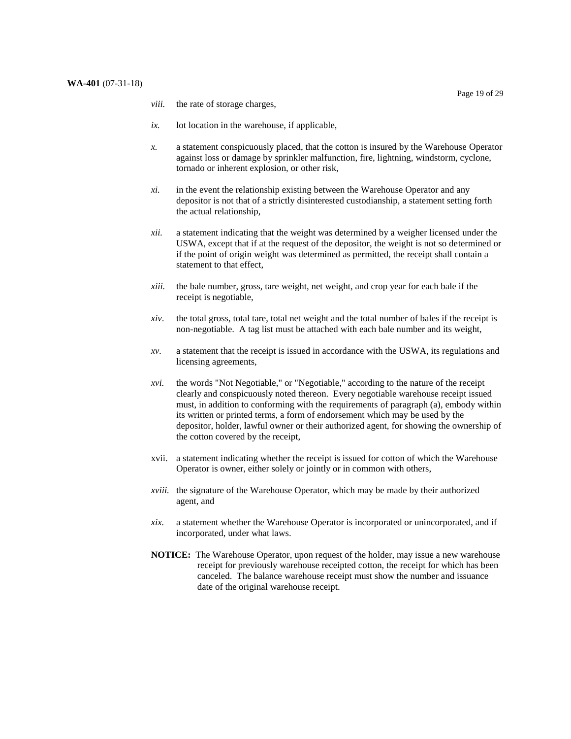*viii.* the rate of storage charges,

*ix.* lot location in the warehouse, if applicable,

*x.* a statement conspicuously placed, that the cotton is insured by the Warehouse Operator against loss or damage by sprinkler malfunction, fire, lightning, windstorm, cyclone, tornado or inherent explosion, or other risk,

*xi.* in the event the relationship existing between the Warehouse Operator and any depositor is not that of a strictly disinterested custodianship, a statement setting forth the actual relationship,

*xii.* a statement indicating that the weight was determined by a weigher licensed under the USWA, except that if at the request of the depositor, the weight is not so determined or if the point of origin weight was determined as permitted, the receipt shall contain a statement to that effect,

*xiii.* the bale number, gross, tare weight, net weight, and crop year for each bale if the receipt is negotiable,

*xiv*. the total gross, total tare, total net weight and the total number of bales if the receipt is non-negotiable. A tag list must be attached with each bale number and its weight,

*xv*. a statement that the receipt is issued in accordance with the USWA, its regulations and licensing agreements,

*xvi.* the words "Not Negotiable," or "Negotiable," according to the nature of the receipt clearly and conspicuously noted thereon. Every negotiable warehouse receipt issued must, in addition to conforming with the requirements of paragraph (a), embody within its written or printed terms, a form of endorsement which may be used by the depositor, holder, lawful owner or their authorized agent, for showing the ownership of the cotton covered by the receipt,

xvii. a statement indicating whether the receipt is issued for cotton of which the Warehouse Operator is owner, either solely or jointly or in common with others,

*xviii.* the signature of the Warehouse Operator, which may be made by their authorized agent, and

*xix*. a statement whether the Warehouse Operator is incorporated or unincorporated, and if incorporated, under what laws.

**NOTICE:** The Warehouse Operator, upon request of the holder, may issue a new warehouse receipt for previously warehouse receipted cotton, the receipt for which has been canceled. The balance warehouse receipt must show the number and issuance date of the original warehouse receipt.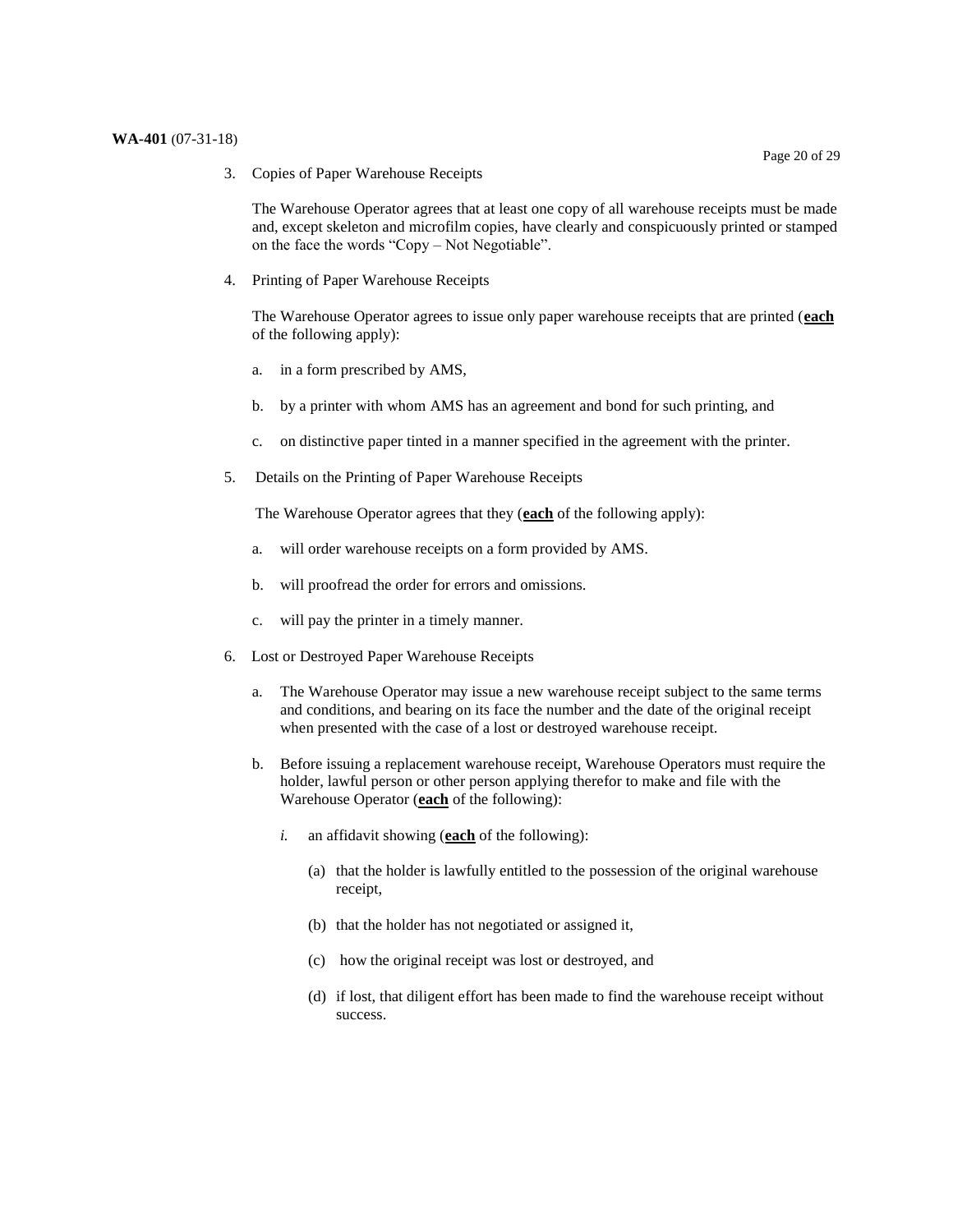3. Copies of Paper Warehouse Receipts

   The Warehouse Operator agrees that at least one copy of all warehouse receipts must be made and, except skeleton and microfilm copies, have clearly and conspicuously printed or stamped on the face the words "Copy – Not Negotiable".

4. Printing of Paper Warehouse Receipts

   The Warehouse Operator agrees to issue only paper warehouse receipts that are printed (**each** of the following apply):

   a. in a form prescribed by AMS,

   b. by a printer with whom AMS has an agreement and bond for such printing, and

   c. on distinctive paper tinted in a manner specified in the agreement with the printer.

5. Details on the Printing of Paper Warehouse Receipts

   The Warehouse Operator agrees that they (**each** of the following apply):

   a. will order warehouse receipts on a form provided by AMS.

   b. will proofread the order for errors and omissions.

   c. will pay the printer in a timely manner.

6. Lost or Destroyed Paper Warehouse Receipts

   a. The Warehouse Operator may issue a new warehouse receipt subject to the same terms and conditions, and bearing on its face the number and the date of the original receipt when presented with the case of a lost or destroyed warehouse receipt.

   b. Before issuing a replacement warehouse receipt, Warehouse Operators must require the holder, lawful person or other person applying therefor to make and file with the Warehouse Operator (**each** of the following):

      *i.* an affidavit showing (**each** of the following):

         (a) that the holder is lawfully entitled to the possession of the original warehouse receipt,

         (b) that the holder has not negotiated or assigned it,

         (c) how the original receipt was lost or destroyed, and

         (d) if lost, that diligent effort has been made to find the warehouse receipt without success.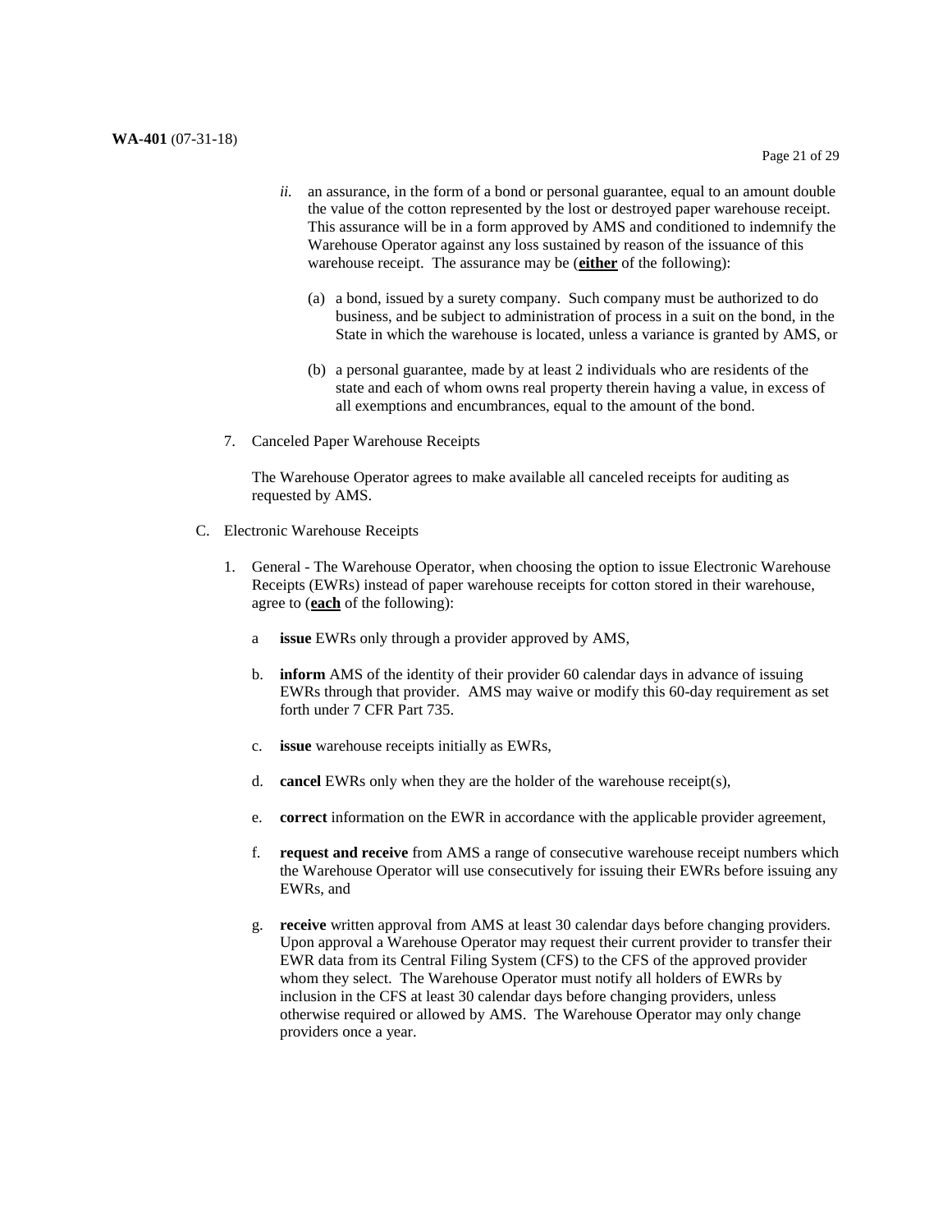*ii.* an assurance, in the form of a bond or personal guarantee, equal to an amount double the value of the cotton represented by the lost or destroyed paper warehouse receipt. This assurance will be in a form approved by AMS and conditioned to indemnify the Warehouse Operator against any loss sustained by reason of the issuance of this warehouse receipt. The assurance may be (**<u>either</u>** of the following):

(a) a bond, issued by a surety company. Such company must be authorized to do business, and be subject to administration of process in a suit on the bond, in the State in which the warehouse is located, unless a variance is granted by AMS, or

(b) a personal guarantee, made by at least 2 individuals who are residents of the state and each of whom owns real property therein having a value, in excess of all exemptions and encumbrances, equal to the amount of the bond.

7. Canceled Paper Warehouse Receipts

   The Warehouse Operator agrees to make available all canceled receipts for auditing as requested by AMS.

C. Electronic Warehouse Receipts

1. General - The Warehouse Operator, when choosing the option to issue Electronic Warehouse Receipts (EWRs) instead of paper warehouse receipts for cotton stored in their warehouse, agree to (**<u>each</u>** of the following):

   a **issue** EWRs only through a provider approved by AMS,

   b. **inform** AMS of the identity of their provider 60 calendar days in advance of issuing EWRs through that provider. AMS may waive or modify this 60-day requirement as set forth under 7 CFR Part 735.

   c. **issue** warehouse receipts initially as EWRs,

   d. **cancel** EWRs only when they are the holder of the warehouse receipt(s),

   e. **correct** information on the EWR in accordance with the applicable provider agreement,

   f. **request and receive** from AMS a range of consecutive warehouse receipt numbers which the Warehouse Operator will use consecutively for issuing their EWRs before issuing any EWRs, and

   g. **receive** written approval from AMS at least 30 calendar days before changing providers. Upon approval a Warehouse Operator may request their current provider to transfer their EWR data from its Central Filing System (CFS) to the CFS of the approved provider whom they select. The Warehouse Operator must notify all holders of EWRs by inclusion in the CFS at least 30 calendar days before changing providers, unless otherwise required or allowed by AMS. The Warehouse Operator may only change providers once a year.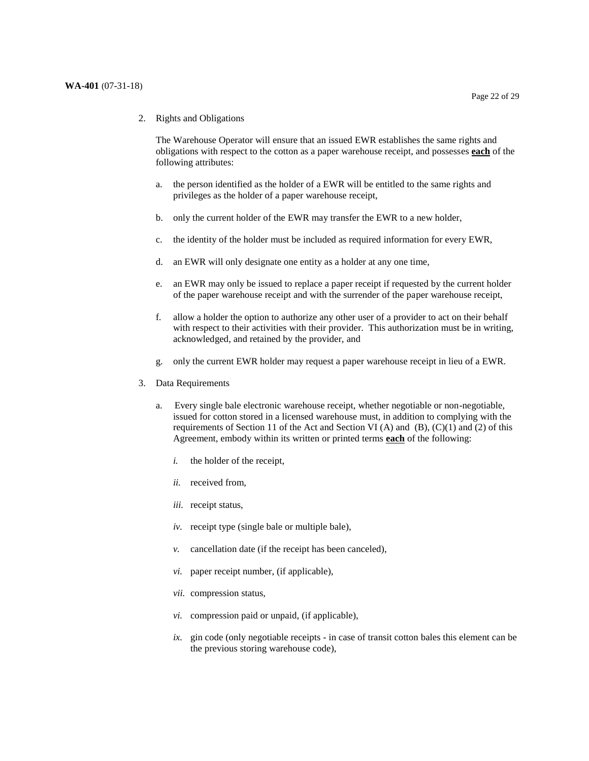2. Rights and Obligations

   The Warehouse Operator will ensure that an issued EWR establishes the same rights and obligations with respect to the cotton as a paper warehouse receipt, and possesses **each** of the following attributes:

   a. the person identified as the holder of a EWR will be entitled to the same rights and privileges as the holder of a paper warehouse receipt,

   b. only the current holder of the EWR may transfer the EWR to a new holder,

   c. the identity of the holder must be included as required information for every EWR,

   d. an EWR will only designate one entity as a holder at any one time,

   e. an EWR may only be issued to replace a paper receipt if requested by the current holder of the paper warehouse receipt and with the surrender of the paper warehouse receipt,

   f. allow a holder the option to authorize any other user of a provider to act on their behalf with respect to their activities with their provider. This authorization must be in writing, acknowledged, and retained by the provider, and

   g. only the current EWR holder may request a paper warehouse receipt in lieu of a EWR.

3. Data Requirements

   a. Every single bale electronic warehouse receipt, whether negotiable or non-negotiable, issued for cotton stored in a licensed warehouse must, in addition to complying with the requirements of Section 11 of the Act and Section VI (A) and (B), (C)(1) and (2) of this Agreement, embody within its written or printed terms **each** of the following:

      *i.* the holder of the receipt,

      *ii.* received from,

      *iii.* receipt status,

      *iv*. receipt type (single bale or multiple bale),

      *v.* cancellation date (if the receipt has been canceled),

      *vi.* paper receipt number, (if applicable),

      *vii*. compression status,

      *vi.* compression paid or unpaid, (if applicable),

      *ix.* gin code (only negotiable receipts - in case of transit cotton bales this element can be the previous storing warehouse code),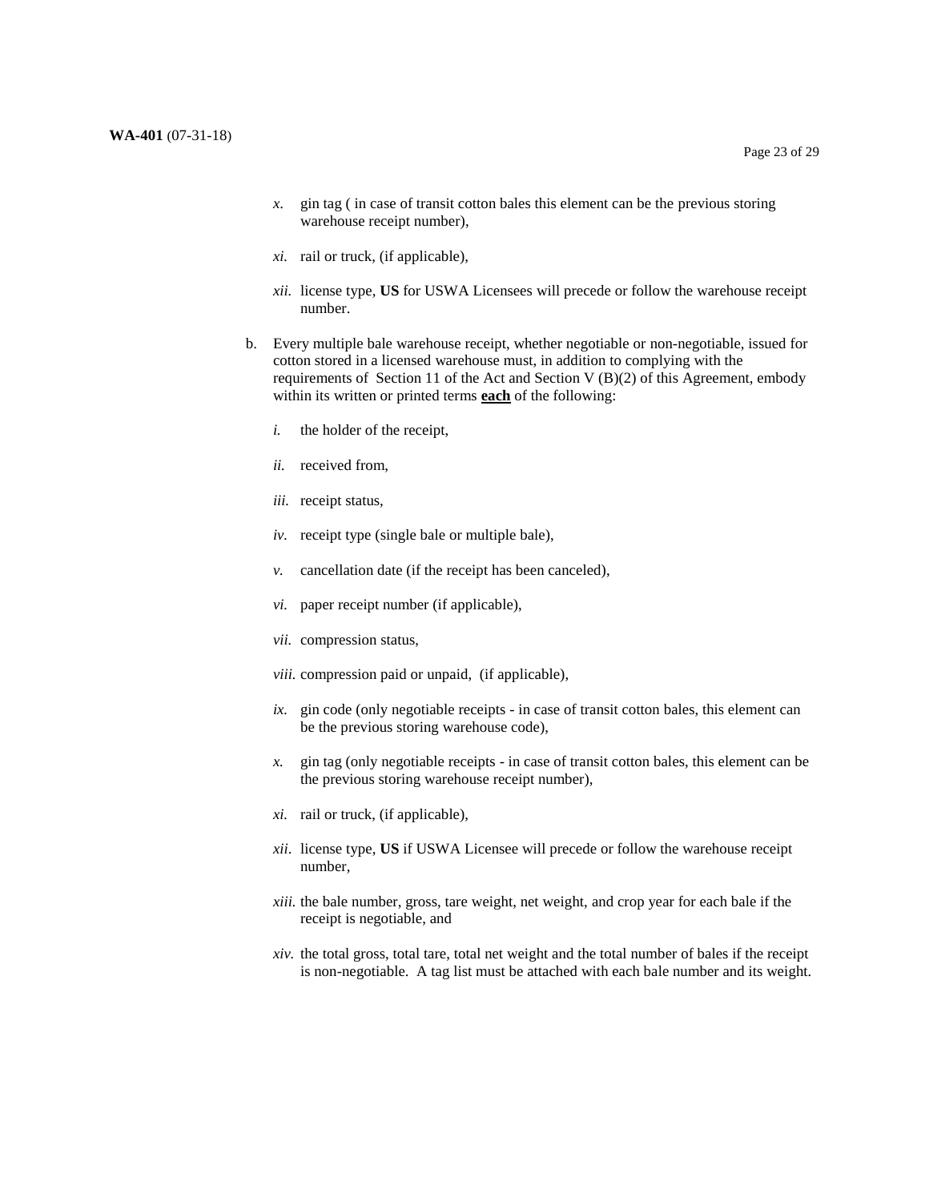*x.* gin tag ( in case of transit cotton bales this element can be the previous storing warehouse receipt number),

*xi.* rail or truck, (if applicable),

*xii.* license type, **US** for USWA Licensees will precede or follow the warehouse receipt number.

b. Every multiple bale warehouse receipt, whether negotiable or non-negotiable, issued for cotton stored in a licensed warehouse must, in addition to complying with the requirements of Section 11 of the Act and Section V (B)(2) of this Agreement, embody within its written or printed terms **<u>each</u>** of the following:

*i.* the holder of the receipt,

*ii.* received from,

*iii.* receipt status,

*iv.* receipt type (single bale or multiple bale),

*v.* cancellation date (if the receipt has been canceled),

*vi.* paper receipt number (if applicable),

*vii.* compression status,

*viii.* compression paid or unpaid, (if applicable),

*ix.* gin code (only negotiable receipts - in case of transit cotton bales, this element can be the previous storing warehouse code),

*x.* gin tag (only negotiable receipts - in case of transit cotton bales, this element can be the previous storing warehouse receipt number),

*xi.* rail or truck, (if applicable),

*xii.* license type, **US** if USWA Licensee will precede or follow the warehouse receipt number,

*xiii.* the bale number, gross, tare weight, net weight, and crop year for each bale if the receipt is negotiable, and

*xiv.* the total gross, total tare, total net weight and the total number of bales if the receipt is non-negotiable. A tag list must be attached with each bale number and its weight.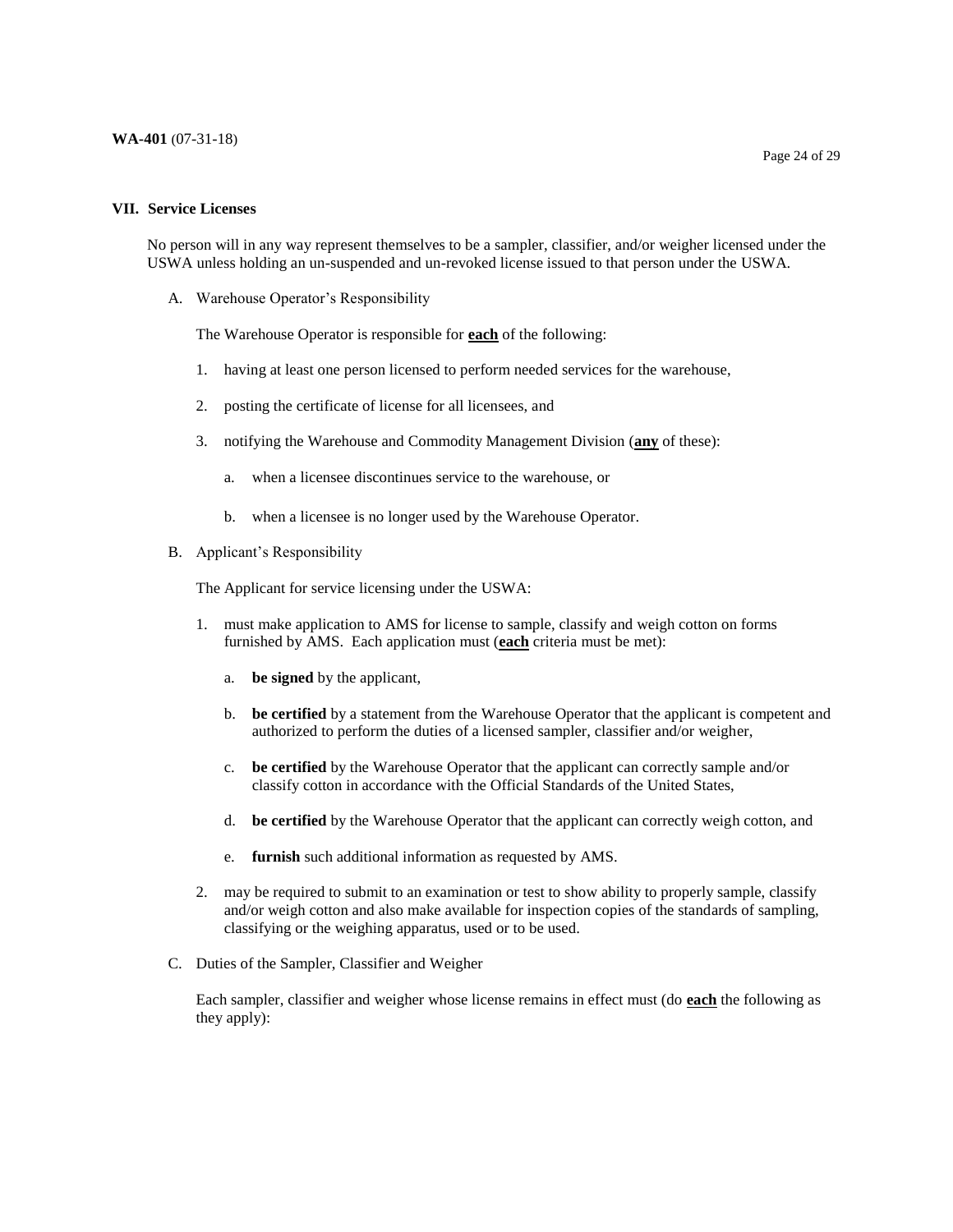## VII. Service Licenses

No person will in any way represent themselves to be a sampler, classifier, and/or weigher licensed under the USWA unless holding an un-suspended and un-revoked license issued to that person under the USWA.

A. Warehouse Operator's Responsibility

   The Warehouse Operator is responsible for **each** of the following:

   1. having at least one person licensed to perform needed services for the warehouse,

   2. posting the certificate of license for all licensees, and

   3. notifying the Warehouse and Commodity Management Division (**any** of these):

      a. when a licensee discontinues service to the warehouse, or

      b. when a licensee is no longer used by the Warehouse Operator.

B. Applicant's Responsibility

   The Applicant for service licensing under the USWA:

   1. must make application to AMS for license to sample, classify and weigh cotton on forms furnished by AMS. Each application must (**each** criteria must be met):

      a. **be signed** by the applicant,

      b. **be certified** by a statement from the Warehouse Operator that the applicant is competent and authorized to perform the duties of a licensed sampler, classifier and/or weigher,

      c. **be certified** by the Warehouse Operator that the applicant can correctly sample and/or classify cotton in accordance with the Official Standards of the United States,

      d. **be certified** by the Warehouse Operator that the applicant can correctly weigh cotton, and

      e. **furnish** such additional information as requested by AMS.

   2. may be required to submit to an examination or test to show ability to properly sample, classify and/or weigh cotton and also make available for inspection copies of the standards of sampling, classifying or the weighing apparatus, used or to be used.

C. Duties of the Sampler, Classifier and Weigher

   Each sampler, classifier and weigher whose license remains in effect must (do **each** the following as they apply):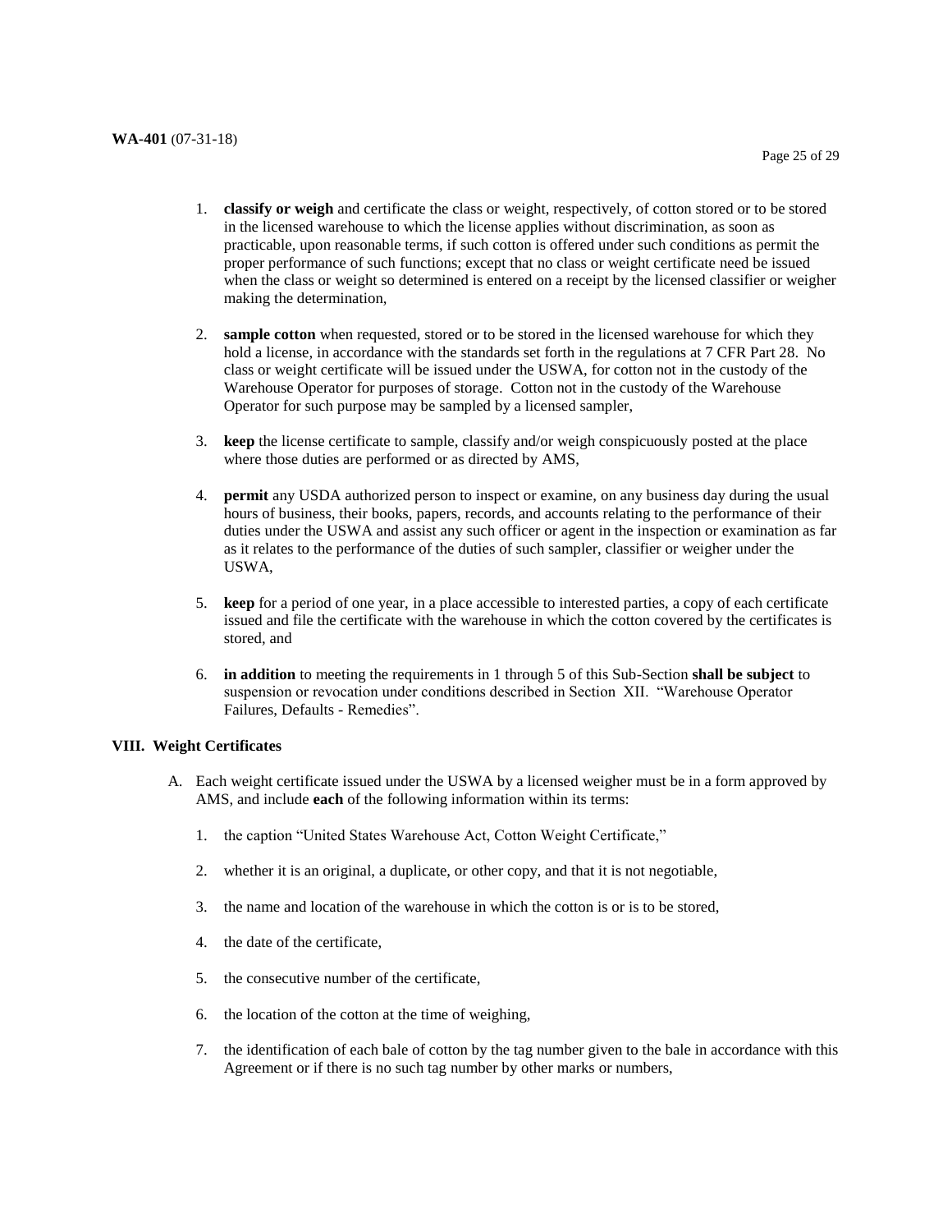1. **classify or weigh** and certificate the class or weight, respectively, of cotton stored or to be stored in the licensed warehouse to which the license applies without discrimination, as soon as practicable, upon reasonable terms, if such cotton is offered under such conditions as permit the proper performance of such functions; except that no class or weight certificate need be issued when the class or weight so determined is entered on a receipt by the licensed classifier or weigher making the determination,

2. **sample cotton** when requested, stored or to be stored in the licensed warehouse for which they hold a license, in accordance with the standards set forth in the regulations at 7 CFR Part 28. No class or weight certificate will be issued under the USWA, for cotton not in the custody of the Warehouse Operator for purposes of storage. Cotton not in the custody of the Warehouse Operator for such purpose may be sampled by a licensed sampler,

3. **keep** the license certificate to sample, classify and/or weigh conspicuously posted at the place where those duties are performed or as directed by AMS,

4. **permit** any USDA authorized person to inspect or examine, on any business day during the usual hours of business, their books, papers, records, and accounts relating to the performance of their duties under the USWA and assist any such officer or agent in the inspection or examination as far as it relates to the performance of the duties of such sampler, classifier or weigher under the USWA,

5. **keep** for a period of one year, in a place accessible to interested parties, a copy of each certificate issued and file the certificate with the warehouse in which the cotton covered by the certificates is stored, and

6. **in addition** to meeting the requirements in 1 through 5 of this Sub-Section **shall be subject** to suspension or revocation under conditions described in Section XII. "Warehouse Operator Failures, Defaults - Remedies".

## VIII. Weight Certificates

A. Each weight certificate issued under the USWA by a licensed weigher must be in a form approved by AMS, and include **each** of the following information within its terms:

   1. the caption "United States Warehouse Act, Cotton Weight Certificate,"

   2. whether it is an original, a duplicate, or other copy, and that it is not negotiable,

   3. the name and location of the warehouse in which the cotton is or is to be stored,

   4. the date of the certificate,

   5. the consecutive number of the certificate,

   6. the location of the cotton at the time of weighing,

   7. the identification of each bale of cotton by the tag number given to the bale in accordance with this Agreement or if there is no such tag number by other marks or numbers,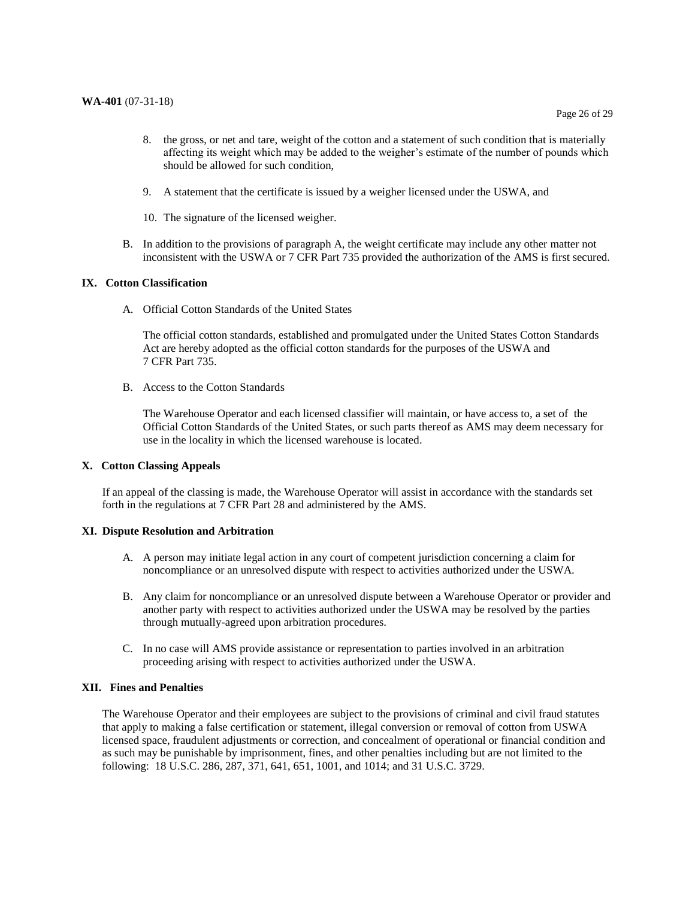8. the gross, or net and tare, weight of the cotton and a statement of such condition that is materially affecting its weight which may be added to the weigher's estimate of the number of pounds which should be allowed for such condition,

9. A statement that the certificate is issued by a weigher licensed under the USWA, and

10. The signature of the licensed weigher.

B. In addition to the provisions of paragraph A, the weight certificate may include any other matter not inconsistent with the USWA or 7 CFR Part 735 provided the authorization of the AMS is first secured.

## IX. Cotton Classification

A. Official Cotton Standards of the United States

The official cotton standards, established and promulgated under the United States Cotton Standards Act are hereby adopted as the official cotton standards for the purposes of the USWA and 7 CFR Part 735.

B. Access to the Cotton Standards

The Warehouse Operator and each licensed classifier will maintain, or have access to, a set of the Official Cotton Standards of the United States, or such parts thereof as AMS may deem necessary for use in the locality in which the licensed warehouse is located.

## X. Cotton Classing Appeals

If an appeal of the classing is made, the Warehouse Operator will assist in accordance with the standards set forth in the regulations at 7 CFR Part 28 and administered by the AMS.

## XI. Dispute Resolution and Arbitration

A. A person may initiate legal action in any court of competent jurisdiction concerning a claim for noncompliance or an unresolved dispute with respect to activities authorized under the USWA.

B. Any claim for noncompliance or an unresolved dispute between a Warehouse Operator or provider and another party with respect to activities authorized under the USWA may be resolved by the parties through mutually-agreed upon arbitration procedures.

C. In no case will AMS provide assistance or representation to parties involved in an arbitration proceeding arising with respect to activities authorized under the USWA.

## XII. Fines and Penalties

The Warehouse Operator and their employees are subject to the provisions of criminal and civil fraud statutes that apply to making a false certification or statement, illegal conversion or removal of cotton from USWA licensed space, fraudulent adjustments or correction, and concealment of operational or financial condition and as such may be punishable by imprisonment, fines, and other penalties including but are not limited to the following: 18 U.S.C. 286, 287, 371, 641, 651, 1001, and 1014; and 31 U.S.C. 3729.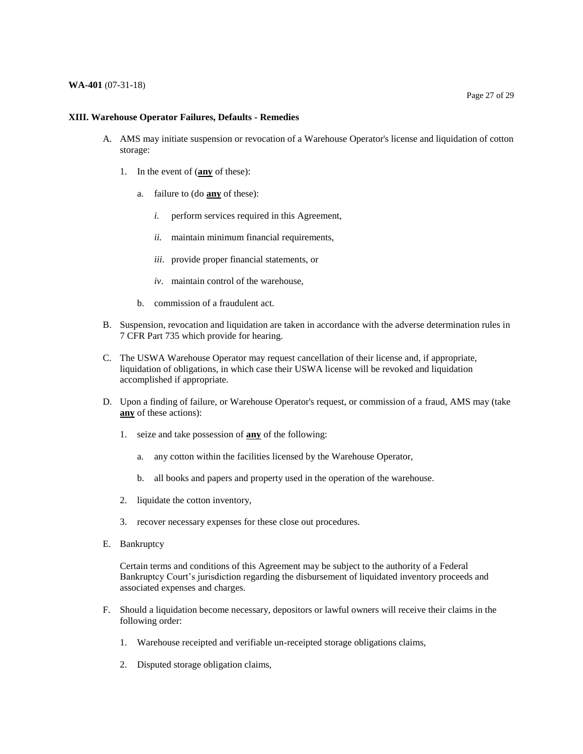### XIII. Warehouse Operator Failures, Defaults - Remedies

A. AMS may initiate suspension or revocation of a Warehouse Operator's license and liquidation of cotton storage:

   1. In the event of (**<u>any</u>** of these):

      a. failure to (do **<u>any</u>** of these):

         *i.* perform services required in this Agreement,

         *ii.* maintain minimum financial requirements,

         *iii*. provide proper financial statements, or

         *iv*. maintain control of the warehouse,

      b. commission of a fraudulent act.

B. Suspension, revocation and liquidation are taken in accordance with the adverse determination rules in 7 CFR Part 735 which provide for hearing.

C. The USWA Warehouse Operator may request cancellation of their license and, if appropriate, liquidation of obligations, in which case their USWA license will be revoked and liquidation accomplished if appropriate.

D. Upon a finding of failure, or Warehouse Operator's request, or commission of a fraud, AMS may (take **<u>any</u>** of these actions):

   1. seize and take possession of **<u>any</u>** of the following:

      a. any cotton within the facilities licensed by the Warehouse Operator,

      b. all books and papers and property used in the operation of the warehouse.

   2. liquidate the cotton inventory,

   3. recover necessary expenses for these close out procedures.

E. Bankruptcy

   Certain terms and conditions of this Agreement may be subject to the authority of a Federal Bankruptcy Court's jurisdiction regarding the disbursement of liquidated inventory proceeds and associated expenses and charges.

F. Should a liquidation become necessary, depositors or lawful owners will receive their claims in the following order:

   1. Warehouse receipted and verifiable un-receipted storage obligations claims,

   2. Disputed storage obligation claims,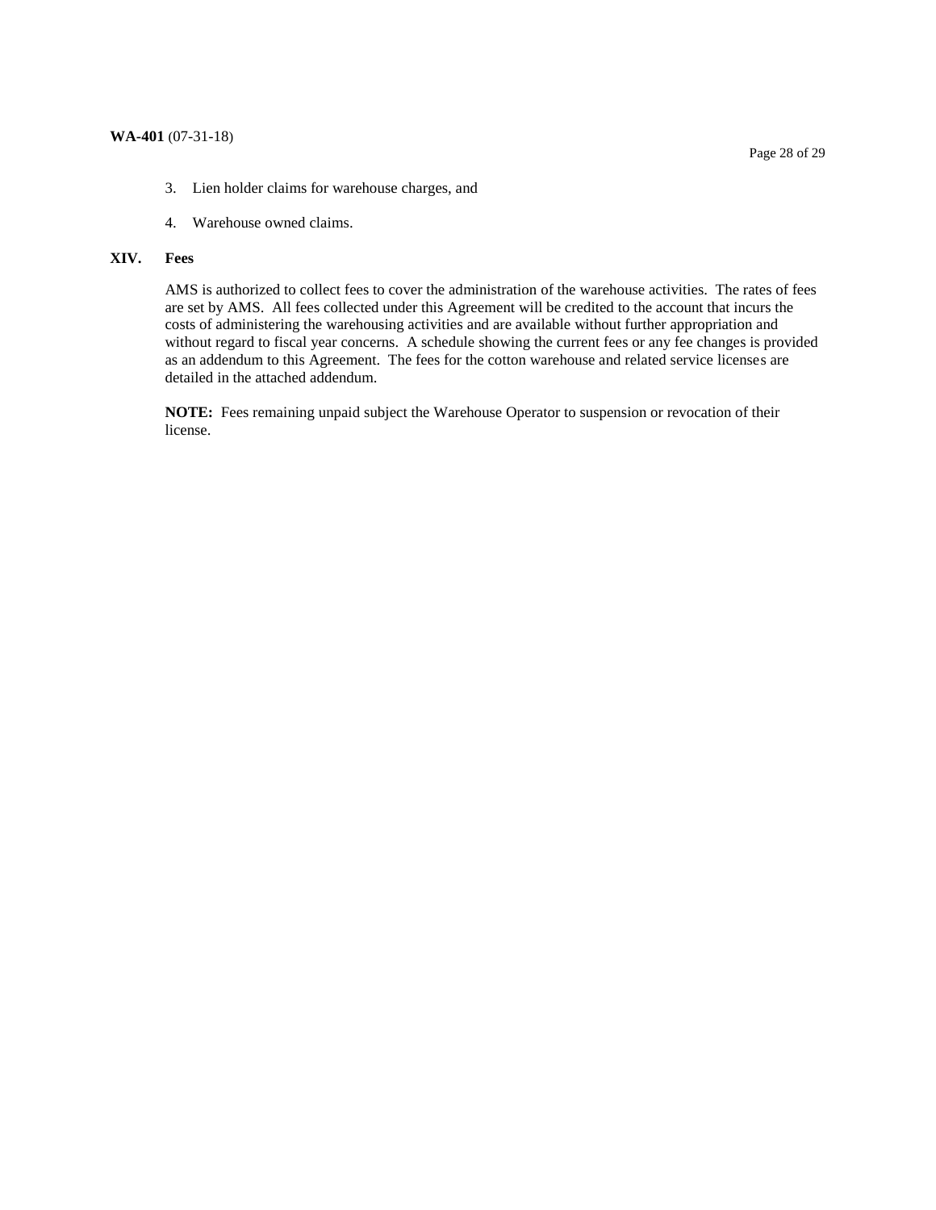3. Lien holder claims for warehouse charges, and

4. Warehouse owned claims.

## XIV. Fees

AMS is authorized to collect fees to cover the administration of the warehouse activities. The rates of fees are set by AMS. All fees collected under this Agreement will be credited to the account that incurs the costs of administering the warehousing activities and are available without further appropriation and without regard to fiscal year concerns. A schedule showing the current fees or any fee changes is provided as an addendum to this Agreement. The fees for the cotton warehouse and related service licenses are detailed in the attached addendum.

**NOTE:** Fees remaining unpaid subject the Warehouse Operator to suspension or revocation of their license.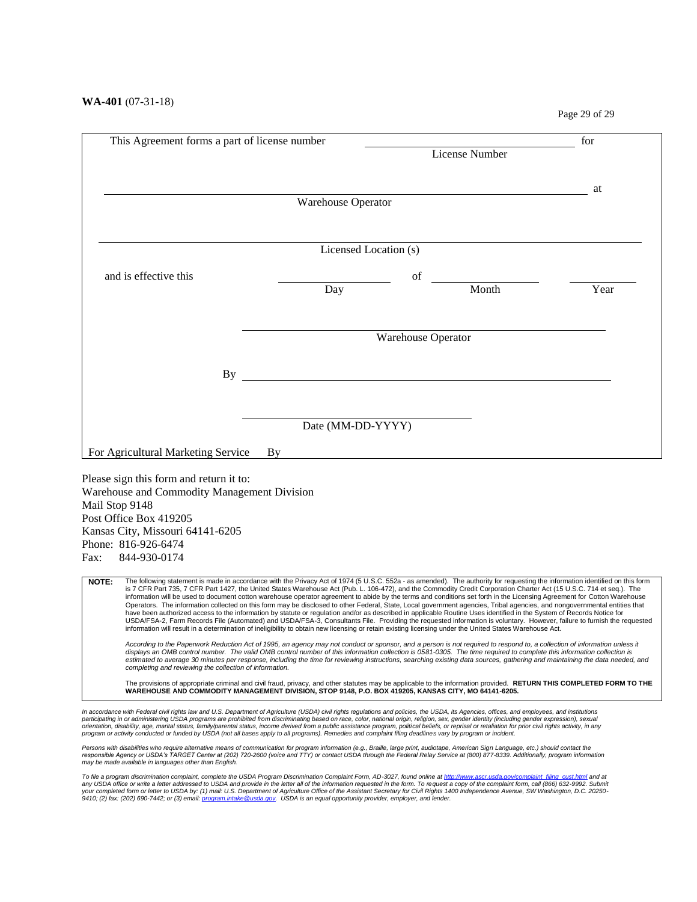**WA-401** (07-31-18)

This Agreement forms a part of license number ______________________ for
License Number

______________________________________________________________ at
Warehouse Operator

______________________________________________________________
Licensed Location (s)

and is effective this ______________ of ______________ ______________
Day Month Year

______________________________________________________________
Warehouse Operator

By ______________________________________________________________

______________________________________________________________
Date (MM-DD-YYYY)

For Agricultural Marketing Service By

Please sign this form and return it to:
Warehouse and Commodity Management Division
Mail Stop 9148
Post Office Box 419205
Kansas City, Missouri 64141-6205
Phone: 816-926-6474
Fax: 844-930-0174

**NOTE:** The following statement is made in accordance with the Privacy Act of 1974 (5 U.S.C. 552a - as amended). The authority for requesting the information identified on this form is 7 CFR Part 735, 7 CFR Part 1427, the United States Warehouse Act (Pub. L. 106-472), and the Commodity Credit Corporation Charter Act (15 U.S.C. 714 et seq.). The information will be used to document cotton warehouse operator agreement to abide by the terms and conditions set forth in the Licensing Agreement for Cotton Warehouse Operators. The information collected on this form may be disclosed to other Federal, State, Local government agencies, Tribal agencies, and nongovernmental entities that have been authorized access to the information by statute or regulation and/or as described in applicable Routine Uses identified in the System of Records Notice for USDA/FSA-2, Farm Records File (Automated) and USDA/FSA-3, Consultants File. Providing the requested information is voluntary. However, failure to furnish the requested information will result in a determination of ineligibility to obtain new licensing or retain existing licensing under the United States Warehouse Act.

*According to the Paperwork Reduction Act of 1995, an agency may not conduct or sponsor, and a person is not required to respond to, a collection of information unless it displays an OMB control number. The valid OMB control number of this information collection is 0581-0305. The time required to complete this information collection is estimated to average 30 minutes per response, including the time for reviewing instructions, searching existing data sources, gathering and maintaining the data needed, and completing and reviewing the collection of information.*

The provisions of appropriate criminal and civil fraud, privacy, and other statutes may be applicable to the information provided. **RETURN THIS COMPLETED FORM TO THE WAREHOUSE AND COMMODITY MANAGEMENT DIVISION, STOP 9148, P.O. BOX 419205, KANSAS CITY, MO 64141-6205.**

*In accordance with Federal civil rights law and U.S. Department of Agriculture (USDA) civil rights regulations and policies, the USDA, its Agencies, offices, and employees, and institutions participating in or administering USDA programs are prohibited from discriminating based on race, color, national origin, religion, sex, gender identity (including gender expression), sexual orientation, disability, age, marital status, family/parental status, income derived from a public assistance program, political beliefs, or reprisal or retaliation for prior civil rights activity, in any program or activity conducted or funded by USDA (not all bases apply to all programs). Remedies and complaint filing deadlines vary by program or incident.*

*Persons with disabilities who require alternative means of communication for program information (e.g., Braille, large print, audiotape, American Sign Language, etc.) should contact the responsible Agency or USDA's TARGET Center at (202) 720-2600 (voice and TTY) or contact USDA through the Federal Relay Service at (800) 877-8339. Additionally, program information may be made available in languages other than English.*

*To file a program discrimination complaint, complete the USDA Program Discrimination Complaint Form, AD-3027, found online at http://www.ascr.usda.gov/complaint_filing_cust.html and at any USDA office or write a letter addressed to USDA and provide in the letter all of the information requested in the form. To request a copy of the complaint form, call (866) 632-9992. Submit your completed form or letter to USDA by: (1) mail: U.S. Department of Agriculture Office of the Assistant Secretary for Civil Rights 1400 Independence Avenue, SW Washington, D.C. 20250-9410; (2) fax: (202) 690-7442; or (3) email: program.intake@usda.gov. USDA is an equal opportunity provider, employer, and lender.*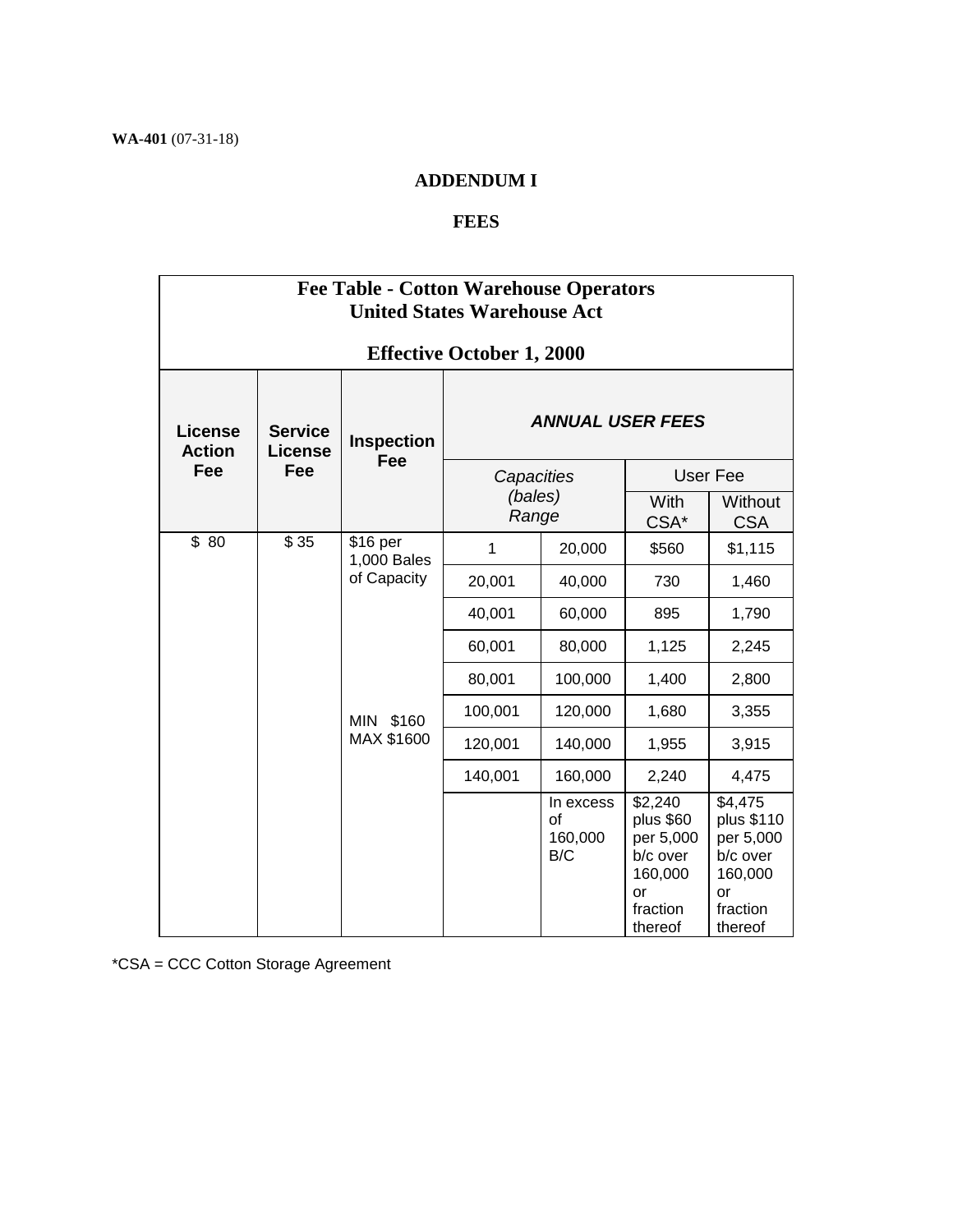**WA-401** (07-31-18)

# ADDENDUM I

## FEES

| Fee Table - Cotton Warehouse Operators United States Warehouse Act Effective October 1, 2000 | | | | | | |
|---|---|---|---|---|---|---|
| **License Action Fee** | **Service License Fee** | **Inspection Fee** | ***ANNUAL USER FEES*** | | | |
| | | | *Capacities (bales) Range* | | User Fee | |
| | | | | | With CSA* | Without CSA |
| $ 80 | $ 35 | $16 per 1,000 Bales of Capacity | 1 | 20,000 | $560 | $1,115 |
| | | | 20,001 | 40,000 | 730 | 1,460 |
| | | | 40,001 | 60,000 | 895 | 1,790 |
| | | | 60,001 | 80,000 | 1,125 | 2,245 |
| | | | 80,001 | 100,000 | 1,400 | 2,800 |
| | | MIN $160 MAX $1600 | 100,001 | 120,000 | 1,680 | 3,355 |
| | | | 120,001 | 140,000 | 1,955 | 3,915 |
| | | | 140,001 | 160,000 | 2,240 | 4,475 |
| | | | | In excess of 160,000 B/C | $2,240 plus $60 per 5,000 b/c over 160,000 or fraction thereof | $4,475 plus $110 per 5,000 b/c over 160,000 or fraction thereof |

*CSA = CCC Cotton Storage Agreement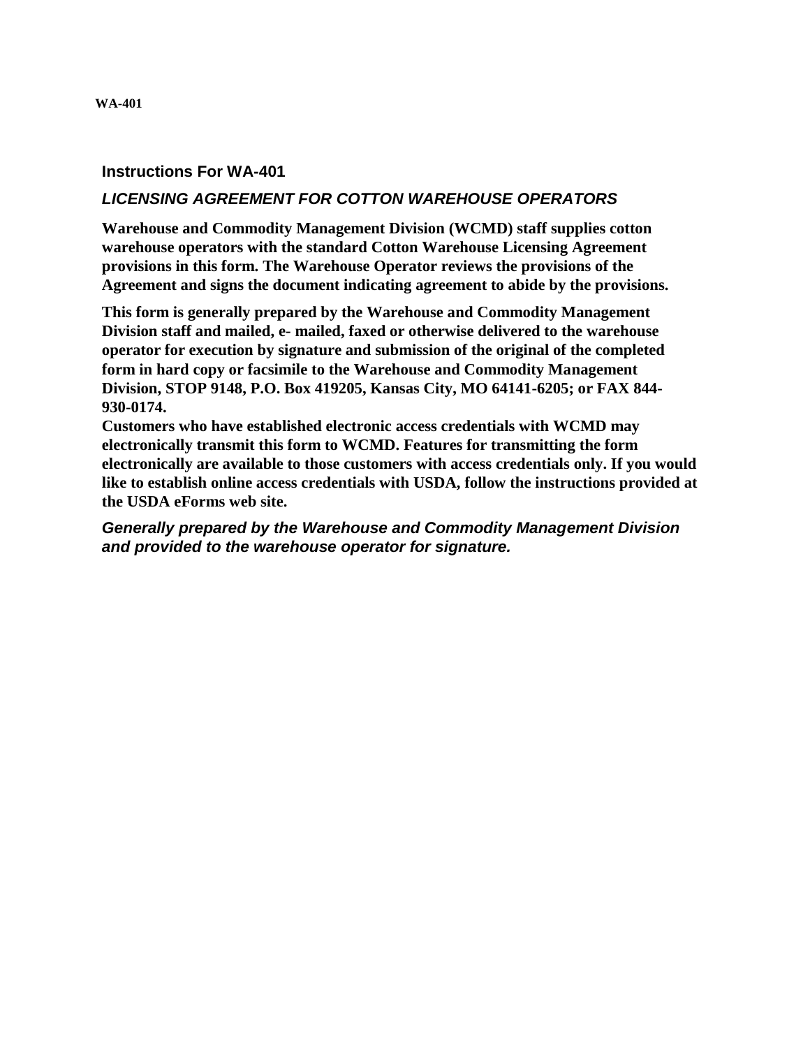**WA-401**

## Instructions For WA-401

### *LICENSING AGREEMENT FOR COTTON WAREHOUSE OPERATORS*

**Warehouse and Commodity Management Division (WCMD) staff supplies cotton warehouse operators with the standard Cotton Warehouse Licensing Agreement provisions in this form. The Warehouse Operator reviews the provisions of the Agreement and signs the document indicating agreement to abide by the provisions.**

**This form is generally prepared by the Warehouse and Commodity Management Division staff and mailed, e- mailed, faxed or otherwise delivered to the warehouse operator for execution by signature and submission of the original of the completed form in hard copy or facsimile to the Warehouse and Commodity Management Division, STOP 9148, P.O. Box 419205, Kansas City, MO 64141-6205; or FAX 844-930-0174.**
**Customers who have established electronic access credentials with WCMD may electronically transmit this form to WCMD. Features for transmitting the form electronically are available to those customers with access credentials only. If you would like to establish online access credentials with USDA, follow the instructions provided at the USDA eForms web site.**

***Generally prepared by the Warehouse and Commodity Management Division and provided to the warehouse operator for signature.***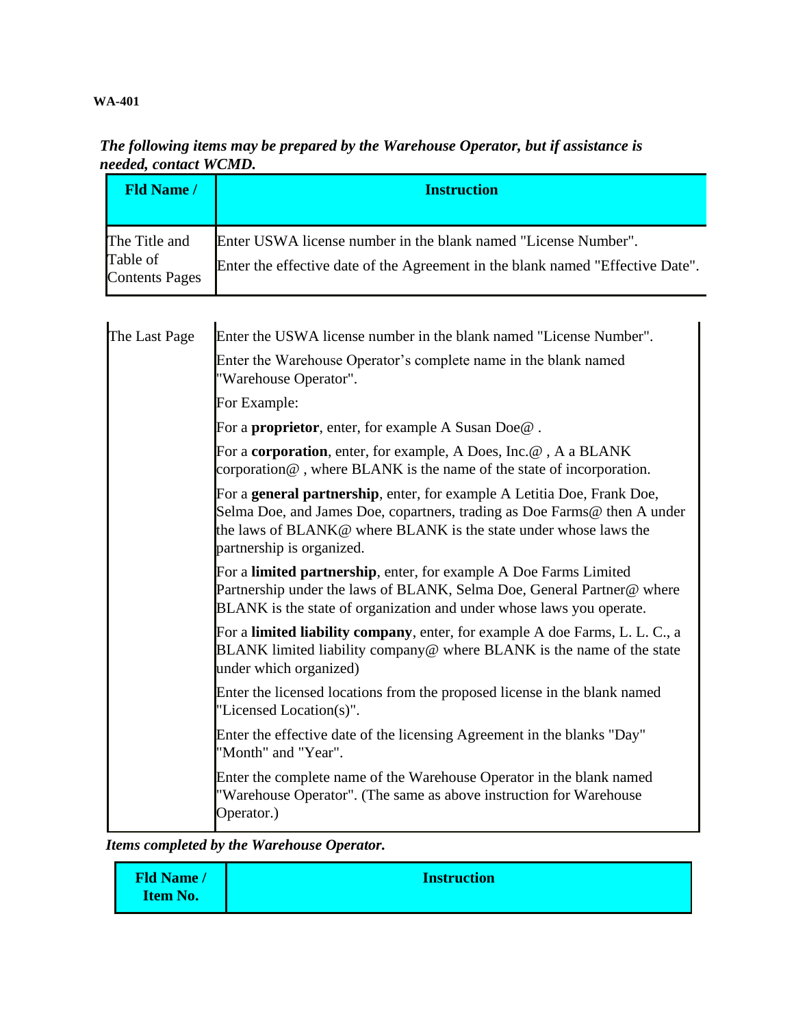WA-401

***The following items may be prepared by the Warehouse Operator, but if assistance is needed, contact WCMD.***

| Fld Name / | Instruction |
|---|---|
| The Title and Table of Contents Pages | Enter USWA license number in the blank named "License Number".<br>Enter the effective date of the Agreement in the blank named "Effective Date". |
| The Last Page | Enter the USWA license number in the blank named "License Number".<br>Enter the Warehouse Operator's complete name in the blank named "Warehouse Operator".<br>For Example:<br>For a **proprietor**, enter, for example A Susan Doe@ .<br>For a **corporation**, enter, for example, A Does, Inc.@ , A a BLANK corporation@ , where BLANK is the name of the state of incorporation.<br>For a **general partnership**, enter, for example A Letitia Doe, Frank Doe, Selma Doe, and James Doe, copartners, trading as Doe Farms@ then A under the laws of BLANK@ where BLANK is the state under whose laws the partnership is organized.<br>For a **limited partnership**, enter, for example A Doe Farms Limited Partnership under the laws of BLANK, Selma Doe, General Partner@ where BLANK is the state of organization and under whose laws you operate.<br>For a **limited liability company**, enter, for example A doe Farms, L. L. C., a BLANK limited liability company@ where BLANK is the name of the state under which organized)<br>Enter the licensed locations from the proposed license in the blank named "Licensed Location(s)".<br>Enter the effective date of the licensing Agreement in the blanks "Day" "Month" and "Year".<br>Enter the complete name of the Warehouse Operator in the blank named "Warehouse Operator". (The same as above instruction for Warehouse Operator.) |

***Items completed by the Warehouse Operator.***

| Fld Name / Item No. | Instruction |
|---|---|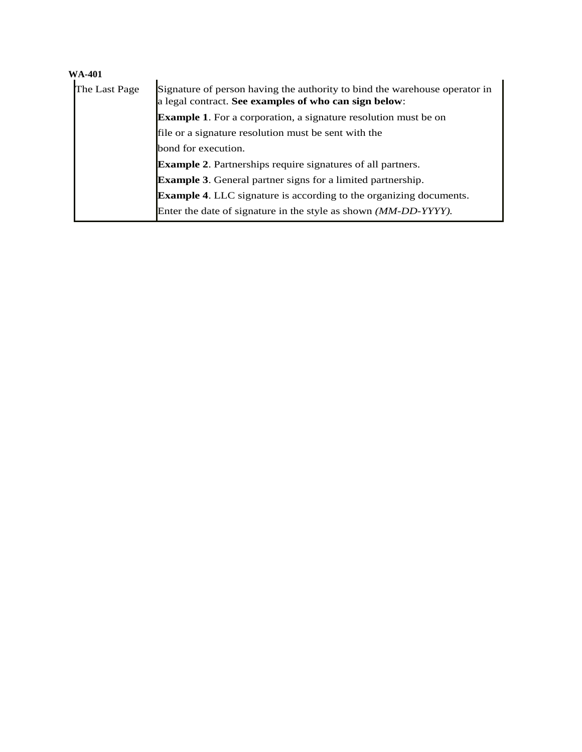**WA-401**

| | |
|---|---|
| The Last Page | Signature of person having the authority to bind the warehouse operator in a legal contract. **See examples of who can sign below**: |
| | **Example 1**. For a corporation, a signature resolution must be on file or a signature resolution must be sent with the bond for execution. |
| | **Example 2**. Partnerships require signatures of all partners. |
| | **Example 3**. General partner signs for a limited partnership. |
| | **Example 4**. LLC signature is according to the organizing documents. |
| | Enter the date of signature in the style as shown *(MM-DD-YYYY).* |